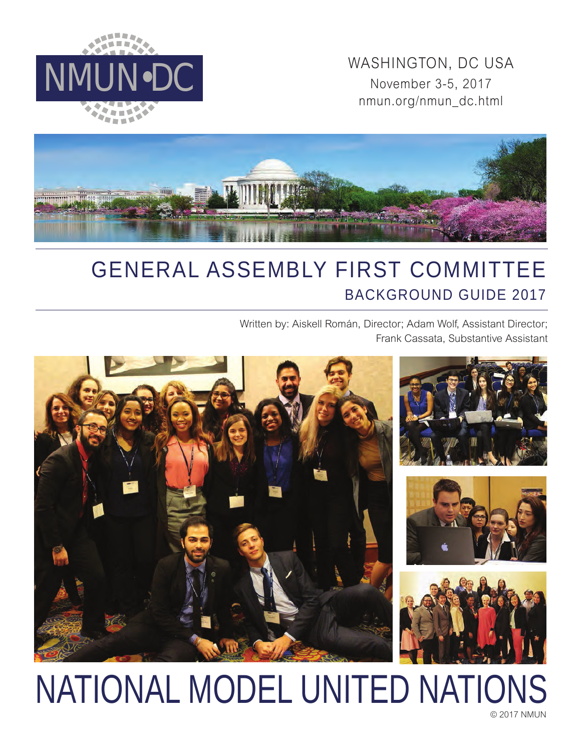NMUN•DC

WASHINGTON, DC USA
November 3-5, 2017
nmun.org/nmun_dc.html

# GENERAL ASSEMBLY FIRST COMMITTEE

## BACKGROUND GUIDE 2017

Written by: Aiskell Román, Director; Adam Wolf, Assistant Director; Frank Cassata, Substantive Assistant

# NATIONAL MODEL UNITED NATIONS

© 2017 NMUN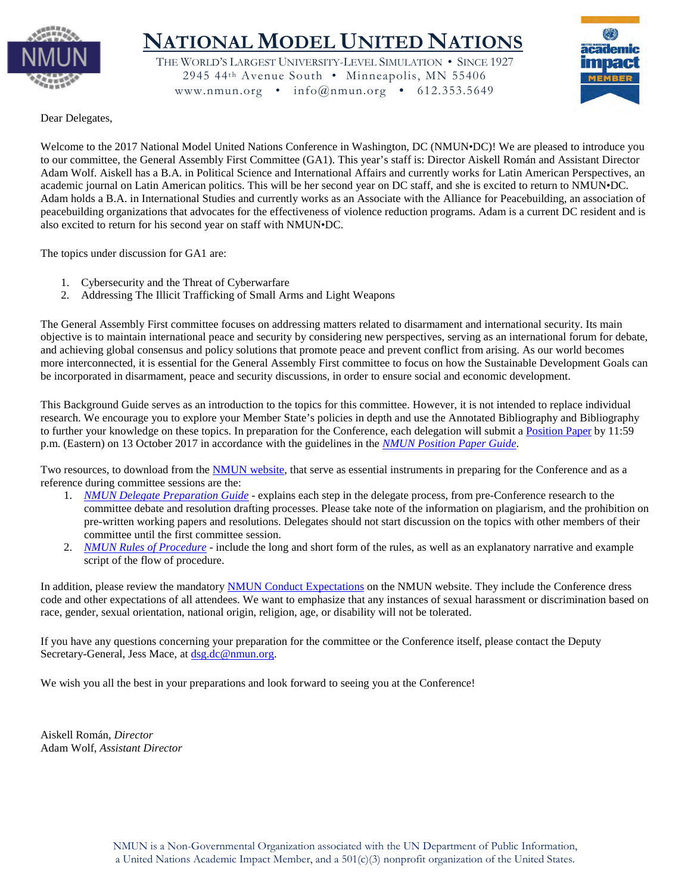# NATIONAL MODEL UNITED NATIONS

THE WORLD'S LARGEST UNIVERSITY-LEVEL SIMULATION • SINCE 1927
2945 44th Avenue South • Minneapolis, MN 55406
www.nmun.org • info@nmun.org • 612.353.5649

Dear Delegates,

Welcome to the 2017 National Model United Nations Conference in Washington, DC (NMUN•DC)! We are pleased to introduce you to our committee, the General Assembly First Committee (GA1). This year's staff is: Director Aiskell Román and Assistant Director Adam Wolf. Aiskell has a B.A. in Political Science and International Affairs and currently works for Latin American Perspectives, an academic journal on Latin American politics. This will be her second year on DC staff, and she is excited to return to NMUN•DC. Adam holds a B.A. in International Studies and currently works as an Associate with the Alliance for Peacebuilding, an association of peacebuilding organizations that advocates for the effectiveness of violence reduction programs. Adam is a current DC resident and is also excited to return for his second year on staff with NMUN•DC.

The topics under discussion for GA1 are:

1. Cybersecurity and the Threat of Cyberwarfare
2. Addressing The Illicit Trafficking of Small Arms and Light Weapons

The General Assembly First committee focuses on addressing matters related to disarmament and international security. Its main objective is to maintain international peace and security by considering new perspectives, serving as an international forum for debate, and achieving global consensus and policy solutions that promote peace and prevent conflict from arising. As our world becomes more interconnected, it is essential for the General Assembly First committee to focus on how the Sustainable Development Goals can be incorporated in disarmament, peace and security discussions, in order to ensure social and economic development.

This Background Guide serves as an introduction to the topics for this committee. However, it is not intended to replace individual research. We encourage you to explore your Member State's policies in depth and use the Annotated Bibliography and Bibliography to further your knowledge on these topics. In preparation for the Conference, each delegation will submit a Position Paper by 11:59 p.m. (Eastern) on 13 October 2017 in accordance with the guidelines in the *NMUN Position Paper Guide*.

Two resources, to download from the NMUN website, that serve as essential instruments in preparing for the Conference and as a reference during committee sessions are the:

1. *NMUN Delegate Preparation Guide* - explains each step in the delegate process, from pre-Conference research to the committee debate and resolution drafting processes. Please take note of the information on plagiarism, and the prohibition on pre-written working papers and resolutions. Delegates should not start discussion on the topics with other members of their committee until the first committee session.
2. *NMUN Rules of Procedure* - include the long and short form of the rules, as well as an explanatory narrative and example script of the flow of procedure.

In addition, please review the mandatory NMUN Conduct Expectations on the NMUN website. They include the Conference dress code and other expectations of all attendees. We want to emphasize that any instances of sexual harassment or discrimination based on race, gender, sexual orientation, national origin, religion, age, or disability will not be tolerated.

If you have any questions concerning your preparation for the committee or the Conference itself, please contact the Deputy Secretary-General, Jess Mace, at dsg.dc@nmun.org.

We wish you all the best in your preparations and look forward to seeing you at the Conference!

Aiskell Román, *Director*
Adam Wolf, *Assistant Director*

NMUN is a Non-Governmental Organization associated with the UN Department of Public Information, a United Nations Academic Impact Member, and a 501(c)(3) nonprofit organization of the United States.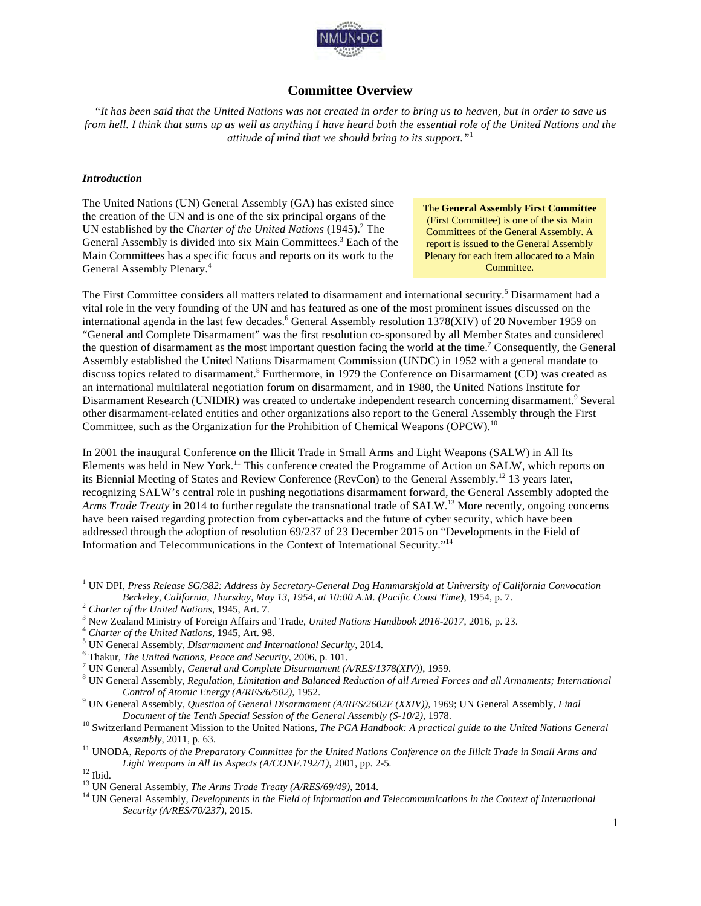# Committee Overview

*"It has been said that the United Nations was not created in order to bring us to heaven, but in order to save us from hell. I think that sums up as well as anything I have heard both the essential role of the United Nations and the attitude of mind that we should bring to its support."*[1]

### *Introduction*

The United Nations (UN) General Assembly (GA) has existed since the creation of the UN and is one of the six principal organs of the UN established by the *Charter of the United Nations* (1945).[2] The General Assembly is divided into six Main Committees.[3] Each of the Main Committees has a specific focus and reports on its work to the General Assembly Plenary.[4]

The **General Assembly First Committee** (First Committee) is one of the six Main Committees of the General Assembly. A report is issued to the General Assembly Plenary for each item allocated to a Main Committee.

The First Committee considers all matters related to disarmament and international security.[5] Disarmament had a vital role in the very founding of the UN and has featured as one of the most prominent issues discussed on the international agenda in the last few decades.[6] General Assembly resolution 1378(XIV) of 20 November 1959 on "General and Complete Disarmament" was the first resolution co-sponsored by all Member States and considered the question of disarmament as the most important question facing the world at the time.[7] Consequently, the General Assembly established the United Nations Disarmament Commission (UNDC) in 1952 with a general mandate to discuss topics related to disarmament.[8] Furthermore, in 1979 the Conference on Disarmament (CD) was created as an international multilateral negotiation forum on disarmament, and in 1980, the United Nations Institute for Disarmament Research (UNIDIR) was created to undertake independent research concerning disarmament.[9] Several other disarmament-related entities and other organizations also report to the General Assembly through the First Committee, such as the Organization for the Prohibition of Chemical Weapons (OPCW).[10]

In 2001 the inaugural Conference on the Illicit Trade in Small Arms and Light Weapons (SALW) in All Its Elements was held in New York.[11] This conference created the Programme of Action on SALW, which reports on its Biennial Meeting of States and Review Conference (RevCon) to the General Assembly.[12] 13 years later, recognizing SALW's central role in pushing negotiations disarmament forward, the General Assembly adopted the *Arms Trade Treaty* in 2014 to further regulate the transnational trade of SALW.[13] More recently, ongoing concerns have been raised regarding protection from cyber-attacks and the future of cyber security, which have been addressed through the adoption of resolution 69/237 of 23 December 2015 on "Developments in the Field of Information and Telecommunications in the Context of International Security."[14]

---

[1] UN DPI, *Press Release SG/382: Address by Secretary-General Dag Hammarskjold at University of California Convocation Berkeley, California, Thursday, May 13, 1954, at 10:00 A.M. (Pacific Coast Time)*, 1954, p. 7.
[2] *Charter of the United Nations*, 1945, Art. 7.
[3] New Zealand Ministry of Foreign Affairs and Trade, *United Nations Handbook 2016-2017*, 2016, p. 23.
[4] *Charter of the United Nations*, 1945, Art. 98.
[5] UN General Assembly, *Disarmament and International Security*, 2014.
[6] Thakur, *The United Nations, Peace and Security*, 2006, p. 101.
[7] UN General Assembly, *General and Complete Disarmament (A/RES/1378(XIV))*, 1959.
[8] UN General Assembly, *Regulation, Limitation and Balanced Reduction of all Armed Forces and all Armaments; International Control of Atomic Energy (A/RES/6/502)*, 1952.
[9] UN General Assembly, *Question of General Disarmament (A/RES/2602E (XXIV))*, 1969; UN General Assembly, *Final Document of the Tenth Special Session of the General Assembly (S-10/2)*, 1978.
[10] Switzerland Permanent Mission to the United Nations, *The PGA Handbook: A practical guide to the United Nations General Assembly*, 2011, p. 63.
[11] UNODA, *Reports of the Preparatory Committee for the United Nations Conference on the Illicit Trade in Small Arms and Light Weapons in All Its Aspects (A/CONF.192/1)*, 2001, pp. 2-5.
[12] Ibid.
[13] UN General Assembly, *The Arms Trade Treaty (A/RES/69/49)*, 2014.
[14] UN General Assembly, *Developments in the Field of Information and Telecommunications in the Context of International Security (A/RES/70/237)*, 2015.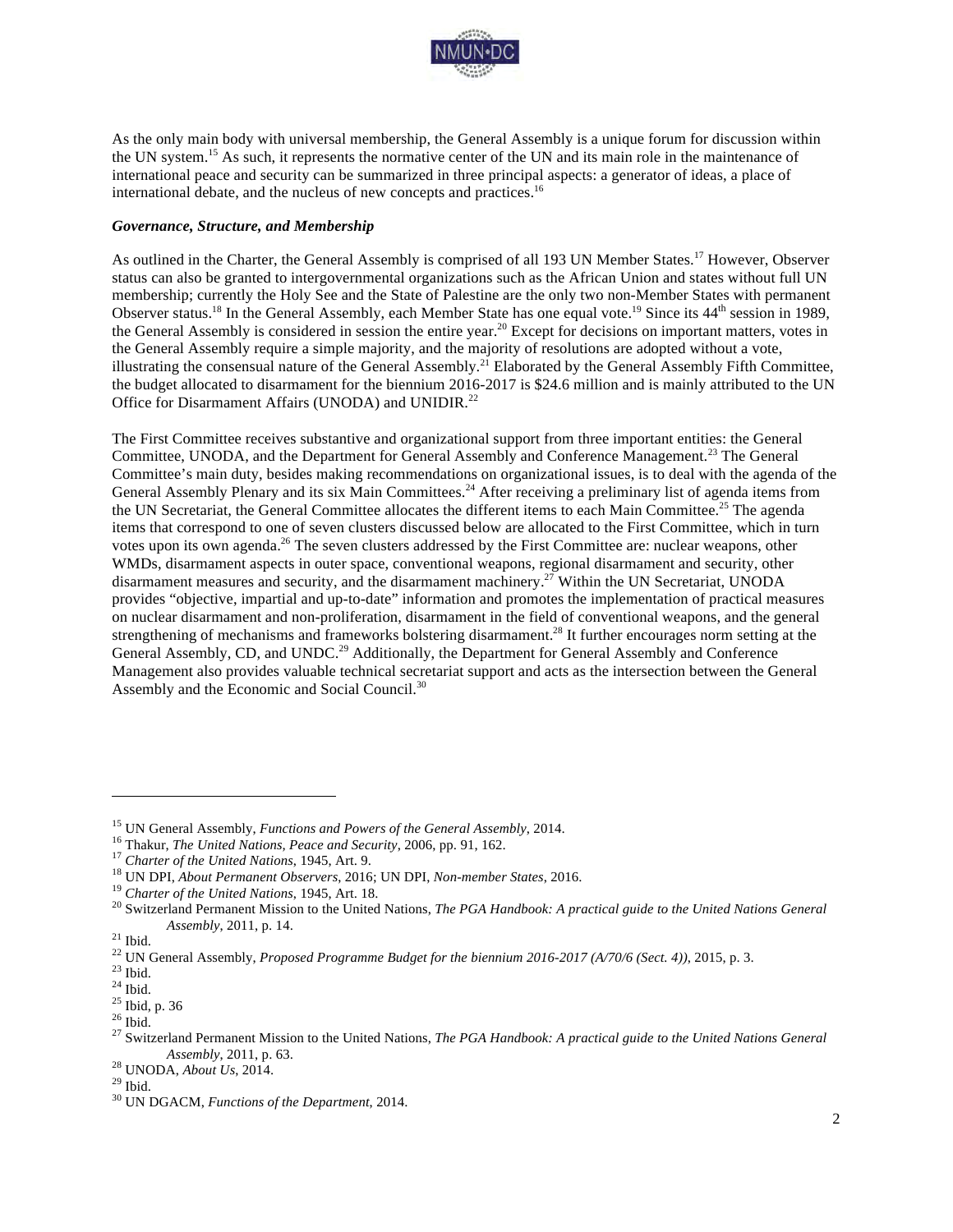As the only main body with universal membership, the General Assembly is a unique forum for discussion within the UN system.[15] As such, it represents the normative center of the UN and its main role in the maintenance of international peace and security can be summarized in three principal aspects: a generator of ideas, a place of international debate, and the nucleus of new concepts and practices.[16]

***Governance, Structure, and Membership***

As outlined in the Charter, the General Assembly is comprised of all 193 UN Member States.[17] However, Observer status can also be granted to intergovernmental organizations such as the African Union and states without full UN membership; currently the Holy See and the State of Palestine are the only two non-Member States with permanent Observer status.[18] In the General Assembly, each Member State has one equal vote.[19] Since its 44th session in 1989, the General Assembly is considered in session the entire year.[20] Except for decisions on important matters, votes in the General Assembly require a simple majority, and the majority of resolutions are adopted without a vote, illustrating the consensual nature of the General Assembly.[21] Elaborated by the General Assembly Fifth Committee, the budget allocated to disarmament for the biennium 2016-2017 is $24.6 million and is mainly attributed to the UN Office for Disarmament Affairs (UNODA) and UNIDIR.[22]

The First Committee receives substantive and organizational support from three important entities: the General Committee, UNODA, and the Department for General Assembly and Conference Management.[23] The General Committee's main duty, besides making recommendations on organizational issues, is to deal with the agenda of the General Assembly Plenary and its six Main Committees.[24] After receiving a preliminary list of agenda items from the UN Secretariat, the General Committee allocates the different items to each Main Committee.[25] The agenda items that correspond to one of seven clusters discussed below are allocated to the First Committee, which in turn votes upon its own agenda.[26] The seven clusters addressed by the First Committee are: nuclear weapons, other WMDs, disarmament aspects in outer space, conventional weapons, regional disarmament and security, other disarmament measures and security, and the disarmament machinery.[27] Within the UN Secretariat, UNODA provides "objective, impartial and up-to-date" information and promotes the implementation of practical measures on nuclear disarmament and non-proliferation, disarmament in the field of conventional weapons, and the general strengthening of mechanisms and frameworks bolstering disarmament.[28] It further encourages norm setting at the General Assembly, CD, and UNDC.[29] Additionally, the Department for General Assembly and Conference Management also provides valuable technical secretariat support and acts as the intersection between the General Assembly and the Economic and Social Council.[30]

---

[15] UN General Assembly, *Functions and Powers of the General Assembly*, 2014.
[16] Thakur, *The United Nations, Peace and Security*, 2006, pp. 91, 162.
[17] *Charter of the United Nations*, 1945, Art. 9.
[18] UN DPI, *About Permanent Observers*, 2016; UN DPI, *Non-member States*, 2016.
[19] *Charter of the United Nations*, 1945, Art. 18.
[20] Switzerland Permanent Mission to the United Nations, *The PGA Handbook: A practical guide to the United Nations General Assembly*, 2011, p. 14.
[21] Ibid.
[22] UN General Assembly, *Proposed Programme Budget for the biennium 2016-2017 (A/70/6 (Sect. 4))*, 2015, p. 3.
[23] Ibid.
[24] Ibid.
[25] Ibid, p. 36
[26] Ibid.
[27] Switzerland Permanent Mission to the United Nations, *The PGA Handbook: A practical guide to the United Nations General Assembly*, 2011, p. 63.
[28] UNODA, *About Us*, 2014.
[29] Ibid.
[30] UN DGACM, *Functions of the Department*, 2014.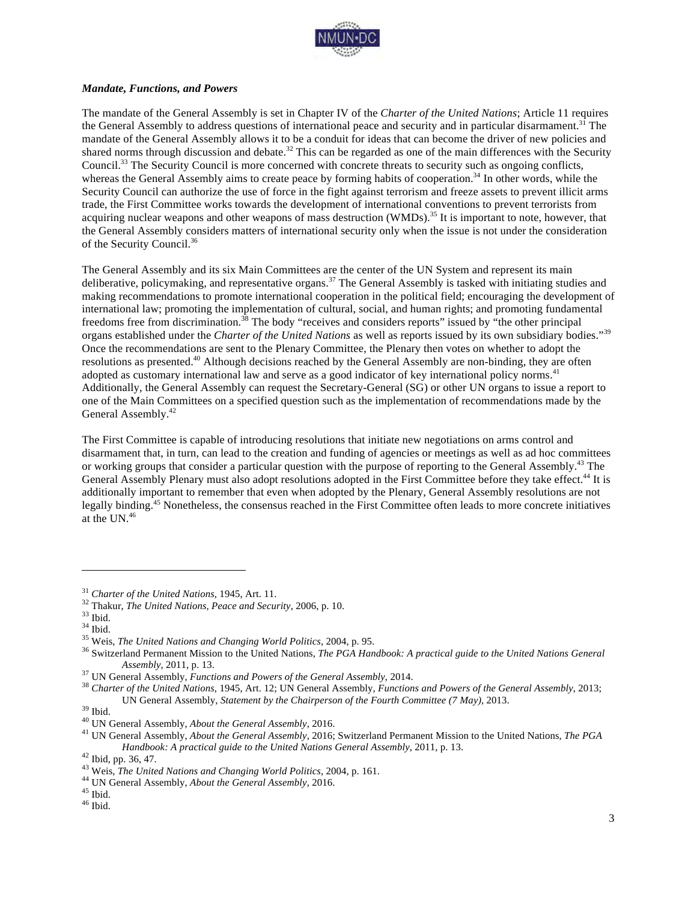***Mandate, Functions, and Powers***

The mandate of the General Assembly is set in Chapter IV of the *Charter of the United Nations*; Article 11 requires the General Assembly to address questions of international peace and security and in particular disarmament.[31] The mandate of the General Assembly allows it to be a conduit for ideas that can become the driver of new policies and shared norms through discussion and debate.[32] This can be regarded as one of the main differences with the Security Council.[33] The Security Council is more concerned with concrete threats to security such as ongoing conflicts, whereas the General Assembly aims to create peace by forming habits of cooperation.[34] In other words, while the Security Council can authorize the use of force in the fight against terrorism and freeze assets to prevent illicit arms trade, the First Committee works towards the development of international conventions to prevent terrorists from acquiring nuclear weapons and other weapons of mass destruction (WMDs).[35] It is important to note, however, that the General Assembly considers matters of international security only when the issue is not under the consideration of the Security Council.[36]

The General Assembly and its six Main Committees are the center of the UN System and represent its main deliberative, policymaking, and representative organs.[37] The General Assembly is tasked with initiating studies and making recommendations to promote international cooperation in the political field; encouraging the development of international law; promoting the implementation of cultural, social, and human rights; and promoting fundamental freedoms free from discrimination.[38] The body "receives and considers reports" issued by "the other principal organs established under the *Charter of the United Nations* as well as reports issued by its own subsidiary bodies."[39] Once the recommendations are sent to the Plenary Committee, the Plenary then votes on whether to adopt the resolutions as presented.[40] Although decisions reached by the General Assembly are non-binding, they are often adopted as customary international law and serve as a good indicator of key international policy norms.[41] Additionally, the General Assembly can request the Secretary-General (SG) or other UN organs to issue a report to one of the Main Committees on a specified question such as the implementation of recommendations made by the General Assembly.[42]

The First Committee is capable of introducing resolutions that initiate new negotiations on arms control and disarmament that, in turn, can lead to the creation and funding of agencies or meetings as well as ad hoc committees or working groups that consider a particular question with the purpose of reporting to the General Assembly.[43] The General Assembly Plenary must also adopt resolutions adopted in the First Committee before they take effect.[44] It is additionally important to remember that even when adopted by the Plenary, General Assembly resolutions are not legally binding.[45] Nonetheless, the consensus reached in the First Committee often leads to more concrete initiatives at the UN.[46]

---

[31] *Charter of the United Nations*, 1945, Art. 11.
[32] Thakur, *The United Nations, Peace and Security*, 2006, p. 10.
[33] Ibid.
[34] Ibid.
[35] Weis, *The United Nations and Changing World Politics*, 2004, p. 95.
[36] Switzerland Permanent Mission to the United Nations, *The PGA Handbook: A practical guide to the United Nations General Assembly*, 2011, p. 13.
[37] UN General Assembly, *Functions and Powers of the General Assembly*, 2014.
[38] *Charter of the United Nations*, 1945, Art. 12; UN General Assembly, *Functions and Powers of the General Assembly*, 2013; UN General Assembly, *Statement by the Chairperson of the Fourth Committee (7 May)*, 2013.
[39] Ibid.
[40] UN General Assembly, *About the General Assembly*, 2016.
[41] UN General Assembly, *About the General Assembly*, 2016; Switzerland Permanent Mission to the United Nations, *The PGA Handbook: A practical guide to the United Nations General Assembly*, 2011, p. 13.
[42] Ibid, pp. 36, 47.
[43] Weis, *The United Nations and Changing World Politics*, 2004, p. 161.
[44] UN General Assembly, *About the General Assembly*, 2016.
[45] Ibid.
[46] Ibid.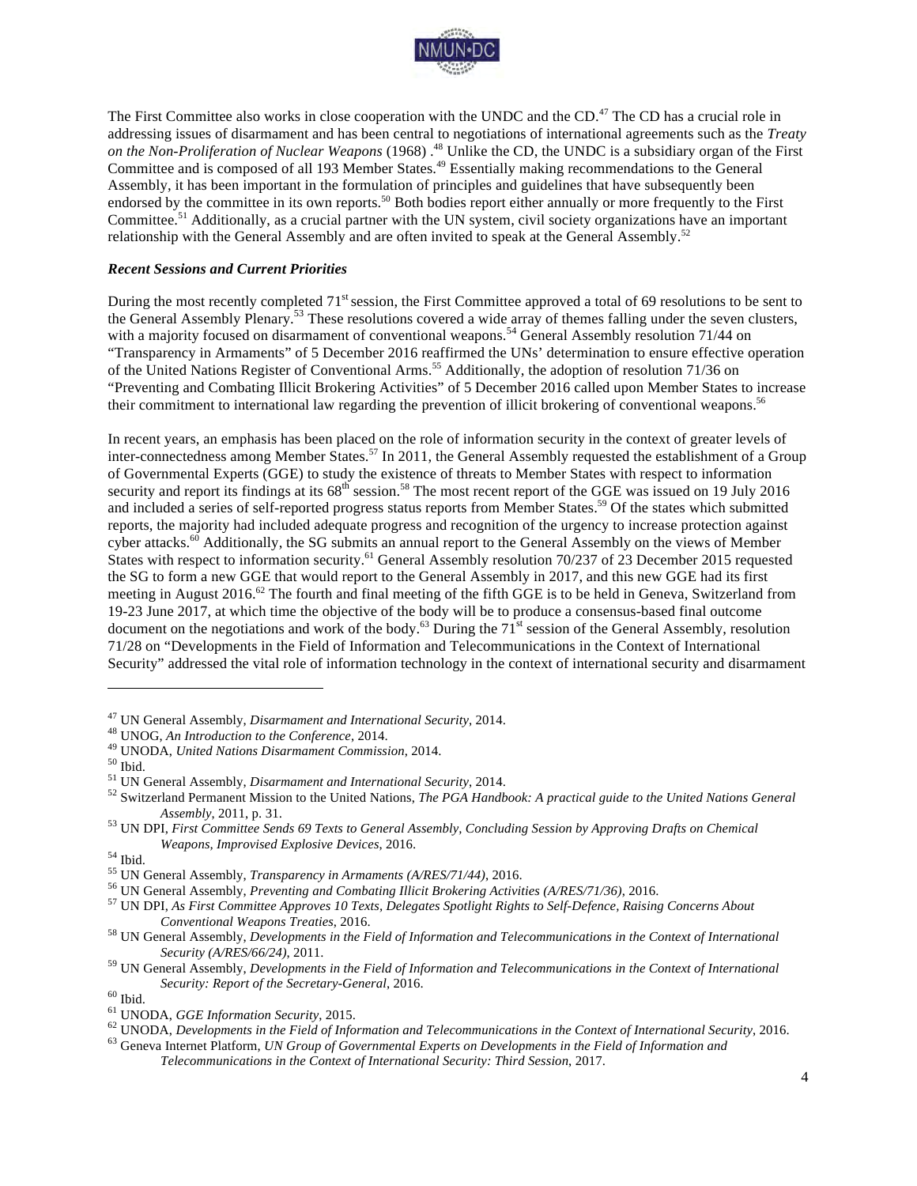The First Committee also works in close cooperation with the UNDC and the CD.[47] The CD has a crucial role in addressing issues of disarmament and has been central to negotiations of international agreements such as the *Treaty on the Non-Proliferation of Nuclear Weapons* (1968) .[48] Unlike the CD, the UNDC is a subsidiary organ of the First Committee and is composed of all 193 Member States.[49] Essentially making recommendations to the General Assembly, it has been important in the formulation of principles and guidelines that have subsequently been endorsed by the committee in its own reports.[50] Both bodies report either annually or more frequently to the First Committee.[51] Additionally, as a crucial partner with the UN system, civil society organizations have an important relationship with the General Assembly and are often invited to speak at the General Assembly.[52]

***Recent Sessions and Current Priorities***

During the most recently completed 71st session, the First Committee approved a total of 69 resolutions to be sent to the General Assembly Plenary.[53] These resolutions covered a wide array of themes falling under the seven clusters, with a majority focused on disarmament of conventional weapons.[54] General Assembly resolution 71/44 on "Transparency in Armaments" of 5 December 2016 reaffirmed the UNs' determination to ensure effective operation of the United Nations Register of Conventional Arms.[55] Additionally, the adoption of resolution 71/36 on "Preventing and Combating Illicit Brokering Activities" of 5 December 2016 called upon Member States to increase their commitment to international law regarding the prevention of illicit brokering of conventional weapons.[56]

In recent years, an emphasis has been placed on the role of information security in the context of greater levels of inter-connectedness among Member States.[57] In 2011, the General Assembly requested the establishment of a Group of Governmental Experts (GGE) to study the existence of threats to Member States with respect to information security and report its findings at its 68th session.[58] The most recent report of the GGE was issued on 19 July 2016 and included a series of self-reported progress status reports from Member States.[59] Of the states which submitted reports, the majority had included adequate progress and recognition of the urgency to increase protection against cyber attacks.[60] Additionally, the SG submits an annual report to the General Assembly on the views of Member States with respect to information security.[61] General Assembly resolution 70/237 of 23 December 2015 requested the SG to form a new GGE that would report to the General Assembly in 2017, and this new GGE had its first meeting in August 2016.[62] The fourth and final meeting of the fifth GGE is to be held in Geneva, Switzerland from 19-23 June 2017, at which time the objective of the body will be to produce a consensus-based final outcome document on the negotiations and work of the body.[63] During the 71st session of the General Assembly, resolution 71/28 on "Developments in the Field of Information and Telecommunications in the Context of International Security" addressed the vital role of information technology in the context of international security and disarmament

---

[47] UN General Assembly, *Disarmament and International Security*, 2014.
[48] UNOG, *An Introduction to the Conference*, 2014.
[49] UNODA, *United Nations Disarmament Commission*, 2014.
[50] Ibid.
[51] UN General Assembly, *Disarmament and International Security*, 2014.
[52] Switzerland Permanent Mission to the United Nations, *The PGA Handbook: A practical guide to the United Nations General Assembly*, 2011, p. 31.
[53] UN DPI, *First Committee Sends 69 Texts to General Assembly, Concluding Session by Approving Drafts on Chemical Weapons, Improvised Explosive Devices*, 2016.
[54] Ibid.
[55] UN General Assembly, *Transparency in Armaments (A/RES/71/44)*, 2016.
[56] UN General Assembly, *Preventing and Combating Illicit Brokering Activities (A/RES/71/36)*, 2016.
[57] UN DPI, *As First Committee Approves 10 Texts, Delegates Spotlight Rights to Self-Defence, Raising Concerns About Conventional Weapons Treaties*, 2016.
[58] UN General Assembly, *Developments in the Field of Information and Telecommunications in the Context of International Security (A/RES/66/24)*, 2011.
[59] UN General Assembly, *Developments in the Field of Information and Telecommunications in the Context of International Security: Report of the Secretary-General*, 2016.
[60] Ibid.
[61] UNODA, *GGE Information Security*, 2015.
[62] UNODA, *Developments in the Field of Information and Telecommunications in the Context of International Security*, 2016.
[63] Geneva Internet Platform, *UN Group of Governmental Experts on Developments in the Field of Information and Telecommunications in the Context of International Security: Third Session*, 2017.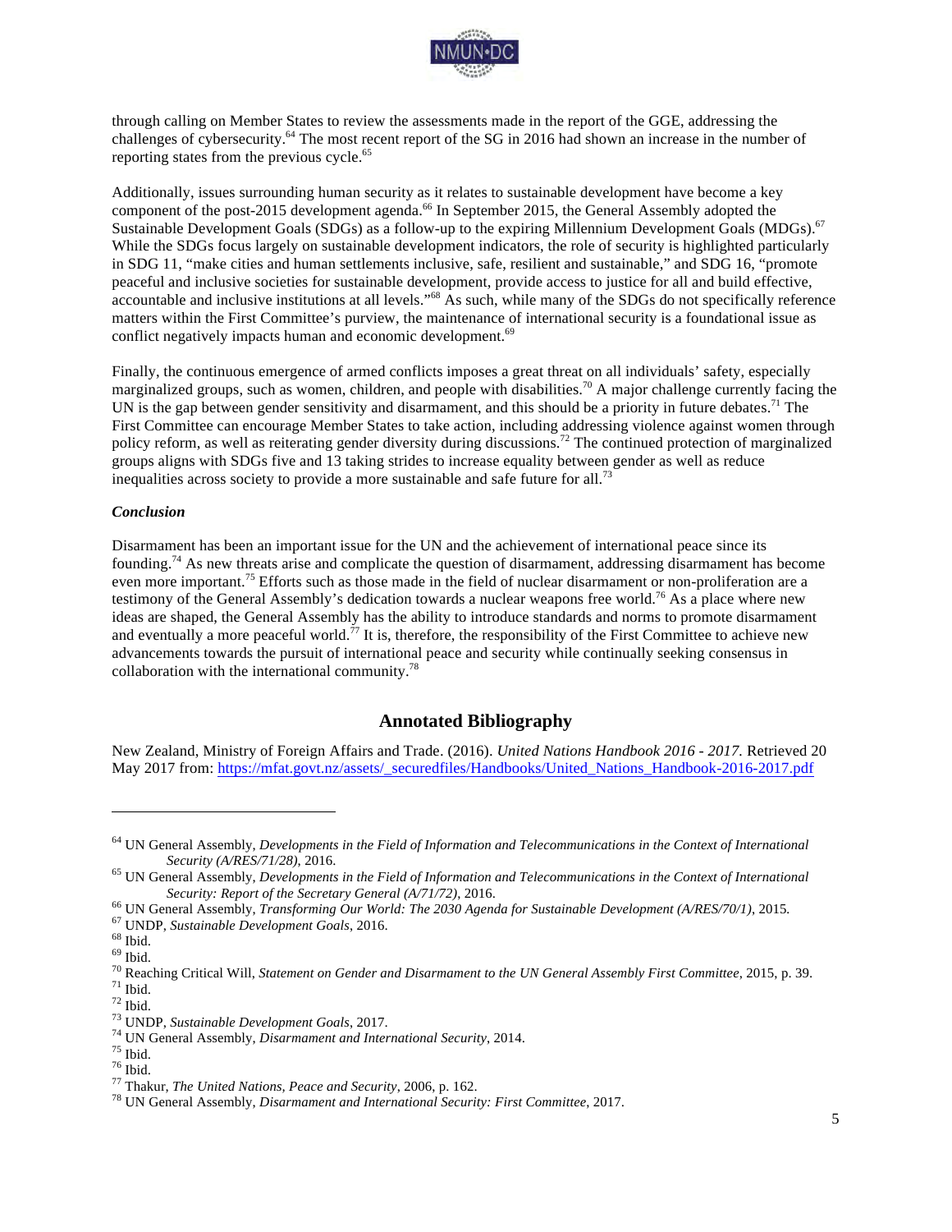through calling on Member States to review the assessments made in the report of the GGE, addressing the challenges of cybersecurity.[64] The most recent report of the SG in 2016 had shown an increase in the number of reporting states from the previous cycle.[65]

Additionally, issues surrounding human security as it relates to sustainable development have become a key component of the post-2015 development agenda.[66] In September 2015, the General Assembly adopted the Sustainable Development Goals (SDGs) as a follow-up to the expiring Millennium Development Goals (MDGs).[67] While the SDGs focus largely on sustainable development indicators, the role of security is highlighted particularly in SDG 11, "make cities and human settlements inclusive, safe, resilient and sustainable," and SDG 16, "promote peaceful and inclusive societies for sustainable development, provide access to justice for all and build effective, accountable and inclusive institutions at all levels."[68] As such, while many of the SDGs do not specifically reference matters within the First Committee's purview, the maintenance of international security is a foundational issue as conflict negatively impacts human and economic development.[69]

Finally, the continuous emergence of armed conflicts imposes a great threat on all individuals' safety, especially marginalized groups, such as women, children, and people with disabilities.[70] A major challenge currently facing the UN is the gap between gender sensitivity and disarmament, and this should be a priority in future debates.[71] The First Committee can encourage Member States to take action, including addressing violence against women through policy reform, as well as reiterating gender diversity during discussions.[72] The continued protection of marginalized groups aligns with SDGs five and 13 taking strides to increase equality between gender as well as reduce inequalities across society to provide a more sustainable and safe future for all.[73]

***Conclusion***

Disarmament has been an important issue for the UN and the achievement of international peace since its founding.[74] As new threats arise and complicate the question of disarmament, addressing disarmament has become even more important.[75] Efforts such as those made in the field of nuclear disarmament or non-proliferation are a testimony of the General Assembly's dedication towards a nuclear weapons free world.[76] As a place where new ideas are shaped, the General Assembly has the ability to introduce standards and norms to promote disarmament and eventually a more peaceful world.[77] It is, therefore, the responsibility of the First Committee to achieve new advancements towards the pursuit of international peace and security while continually seeking consensus in collaboration with the international community.[78]

## Annotated Bibliography

New Zealand, Ministry of Foreign Affairs and Trade. (2016). *United Nations Handbook 2016 - 2017.* Retrieved 20 May 2017 from: https://mfat.govt.nz/assets/_securedfiles/Handbooks/United_Nations_Handbook-2016-2017.pdf

---

[64] UN General Assembly, *Developments in the Field of Information and Telecommunications in the Context of International Security (A/RES/71/28)*, 2016.

[65] UN General Assembly, *Developments in the Field of Information and Telecommunications in the Context of International Security: Report of the Secretary General (A/71/72)*, 2016.

[66] UN General Assembly, *Transforming Our World: The 2030 Agenda for Sustainable Development (A/RES/70/1)*, 2015.

[67] UNDP, *Sustainable Development Goals*, 2016.

[68] Ibid.

[69] Ibid.

[70] Reaching Critical Will, *Statement on Gender and Disarmament to the UN General Assembly First Committee*, 2015, p. 39.

[71] Ibid.

[72] Ibid.

[73] UNDP, *Sustainable Development Goals*, 2017.

[74] UN General Assembly, *Disarmament and International Security*, 2014.

[75] Ibid.

[76] Ibid.

[77] Thakur, *The United Nations, Peace and Security*, 2006, p. 162.

[78] UN General Assembly, *Disarmament and International Security: First Committee*, 2017.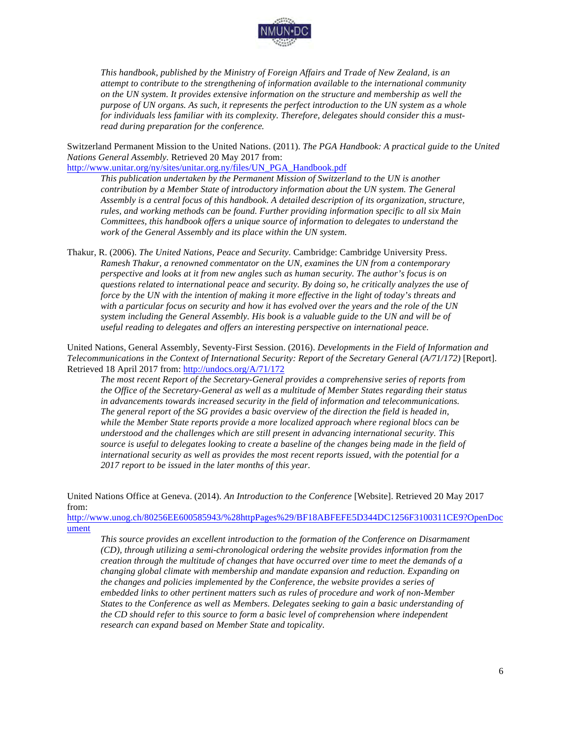*This handbook, published by the Ministry of Foreign Affairs and Trade of New Zealand, is an attempt to contribute to the strengthening of information available to the international community on the UN system. It provides extensive information on the structure and membership as well the purpose of UN organs. As such, it represents the perfect introduction to the UN system as a whole for individuals less familiar with its complexity. Therefore, delegates should consider this a must-read during preparation for the conference.*

Switzerland Permanent Mission to the United Nations. (2011). *The PGA Handbook: A practical guide to the United Nations General Assembly.* Retrieved 20 May 2017 from: [http://www.unitar.org/ny/sites/unitar.org.ny/files/UN_PGA_Handbook.pdf](http://www.unitar.org/ny/sites/unitar.org.ny/files/UN_PGA_Handbook.pdf)

*This publication undertaken by the Permanent Mission of Switzerland to the UN is another contribution by a Member State of introductory information about the UN system. The General Assembly is a central focus of this handbook. A detailed description of its organization, structure, rules, and working methods can be found. Further providing information specific to all six Main Committees, this handbook offers a unique source of information to delegates to understand the work of the General Assembly and its place within the UN system.*

Thakur, R. (2006). *The United Nations, Peace and Security.* Cambridge: Cambridge University Press.

*Ramesh Thakur, a renowned commentator on the UN, examines the UN from a contemporary perspective and looks at it from new angles such as human security. The author's focus is on questions related to international peace and security. By doing so, he critically analyzes the use of force by the UN with the intention of making it more effective in the light of today's threats and with a particular focus on security and how it has evolved over the years and the role of the UN system including the General Assembly. His book is a valuable guide to the UN and will be of useful reading to delegates and offers an interesting perspective on international peace.*

United Nations, General Assembly, Seventy-First Session. (2016). *Developments in the Field of Information and Telecommunications in the Context of International Security: Report of the Secretary General (A/71/172)* [Report]. Retrieved 18 April 2017 from: [http://undocs.org/A/71/172](http://undocs.org/A/71/172)

*The most recent Report of the Secretary-General provides a comprehensive series of reports from the Office of the Secretary-General as well as a multitude of Member States regarding their status in advancements towards increased security in the field of information and telecommunications. The general report of the SG provides a basic overview of the direction the field is headed in, while the Member State reports provide a more localized approach where regional blocs can be understood and the challenges which are still present in advancing international security. This source is useful to delegates looking to create a baseline of the changes being made in the field of international security as well as provides the most recent reports issued, with the potential for a 2017 report to be issued in the later months of this year.*

United Nations Office at Geneva. (2014). *An Introduction to the Conference* [Website]. Retrieved 20 May 2017 from: [http://www.unog.ch/80256EE600585943/%28httpPages%29/BF18ABFEFE5D344DC1256F3100311CE9?OpenDocument](http://www.unog.ch/80256EE600585943/%28httpPages%29/BF18ABFEFE5D344DC1256F3100311CE9?OpenDocument)

*This source provides an excellent introduction to the formation of the Conference on Disarmament (CD), through utilizing a semi-chronological ordering the website provides information from the creation through the multitude of changes that have occurred over time to meet the demands of a changing global climate with membership and mandate expansion and reduction. Expanding on the changes and policies implemented by the Conference, the website provides a series of embedded links to other pertinent matters such as rules of procedure and work of non-Member States to the Conference as well as Members. Delegates seeking to gain a basic understanding of the CD should refer to this source to form a basic level of comprehension where independent research can expand based on Member State and topicality.*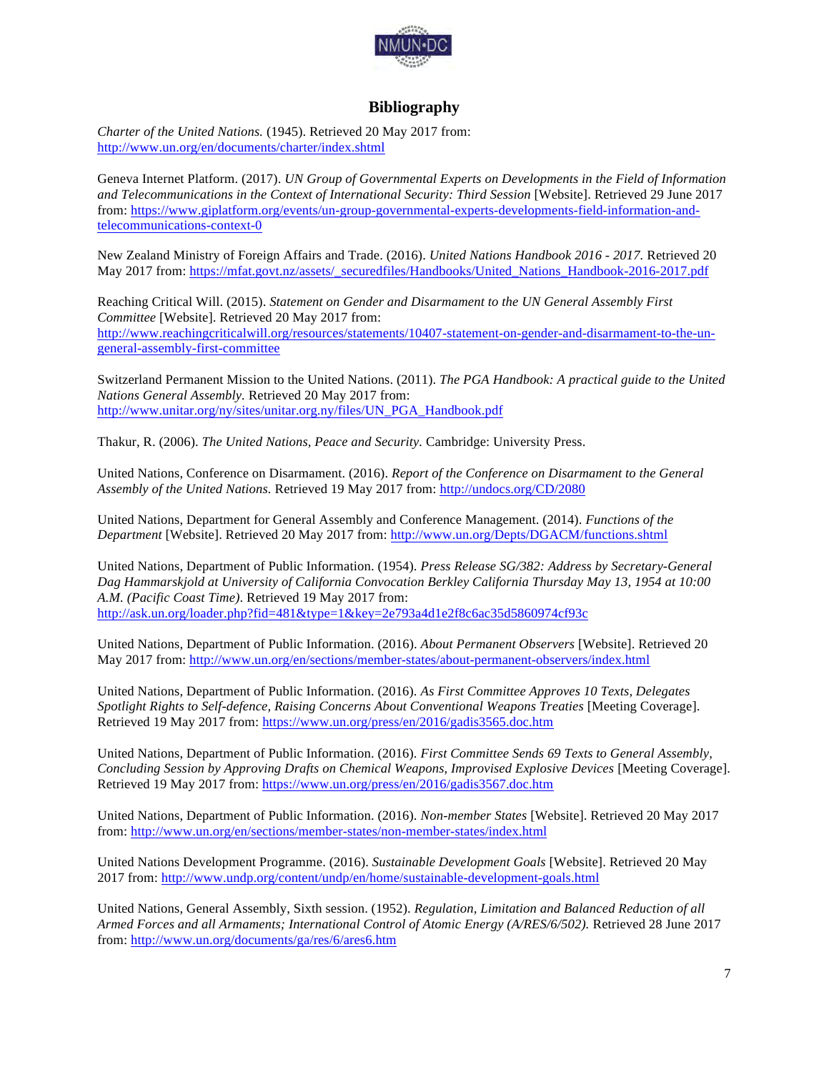## Bibliography

*Charter of the United Nations.* (1945). Retrieved 20 May 2017 from: http://www.un.org/en/documents/charter/index.shtml

Geneva Internet Platform. (2017). *UN Group of Governmental Experts on Developments in the Field of Information and Telecommunications in the Context of International Security: Third Session* [Website]. Retrieved 29 June 2017 from: https://www.giplatform.org/events/un-group-governmental-experts-developments-field-information-and-telecommunications-context-0

New Zealand Ministry of Foreign Affairs and Trade. (2016). *United Nations Handbook 2016 - 2017.* Retrieved 20 May 2017 from: https://mfat.govt.nz/assets/_securedfiles/Handbooks/United_Nations_Handbook-2016-2017.pdf

Reaching Critical Will. (2015). *Statement on Gender and Disarmament to the UN General Assembly First Committee* [Website]. Retrieved 20 May 2017 from: http://www.reachingcriticalwill.org/resources/statements/10407-statement-on-gender-and-disarmament-to-the-un-general-assembly-first-committee

Switzerland Permanent Mission to the United Nations. (2011). *The PGA Handbook: A practical guide to the United Nations General Assembly.* Retrieved 20 May 2017 from: http://www.unitar.org/ny/sites/unitar.org.ny/files/UN_PGA_Handbook.pdf

Thakur, R. (2006). *The United Nations, Peace and Security.* Cambridge: University Press.

United Nations, Conference on Disarmament. (2016). *Report of the Conference on Disarmament to the General Assembly of the United Nations.* Retrieved 19 May 2017 from: http://undocs.org/CD/2080

United Nations, Department for General Assembly and Conference Management. (2014). *Functions of the Department* [Website]. Retrieved 20 May 2017 from: http://www.un.org/Depts/DGACM/functions.shtml

United Nations, Department of Public Information. (1954). *Press Release SG/382: Address by Secretary-General Dag Hammarskjold at University of California Convocation Berkley California Thursday May 13, 1954 at 10:00 A.M. (Pacific Coast Time).* Retrieved 19 May 2017 from: http://ask.un.org/loader.php?fid=481&type=1&key=2e793a4d1e2f8c6ac35d5860974cf93c

United Nations, Department of Public Information. (2016). *About Permanent Observers* [Website]. Retrieved 20 May 2017 from: http://www.un.org/en/sections/member-states/about-permanent-observers/index.html

United Nations, Department of Public Information. (2016). *As First Committee Approves 10 Texts, Delegates Spotlight Rights to Self-defence, Raising Concerns About Conventional Weapons Treaties* [Meeting Coverage]. Retrieved 19 May 2017 from: https://www.un.org/press/en/2016/gadis3565.doc.htm

United Nations, Department of Public Information. (2016). *First Committee Sends 69 Texts to General Assembly, Concluding Session by Approving Drafts on Chemical Weapons, Improvised Explosive Devices* [Meeting Coverage]. Retrieved 19 May 2017 from: https://www.un.org/press/en/2016/gadis3567.doc.htm

United Nations, Department of Public Information. (2016). *Non-member States* [Website]. Retrieved 20 May 2017 from: http://www.un.org/en/sections/member-states/non-member-states/index.html

United Nations Development Programme. (2016). *Sustainable Development Goals* [Website]. Retrieved 20 May 2017 from: http://www.undp.org/content/undp/en/home/sustainable-development-goals.html

United Nations, General Assembly, Sixth session. (1952). *Regulation, Limitation and Balanced Reduction of all Armed Forces and all Armaments; International Control of Atomic Energy (A/RES/6/502).* Retrieved 28 June 2017 from: http://www.un.org/documents/ga/res/6/ares6.htm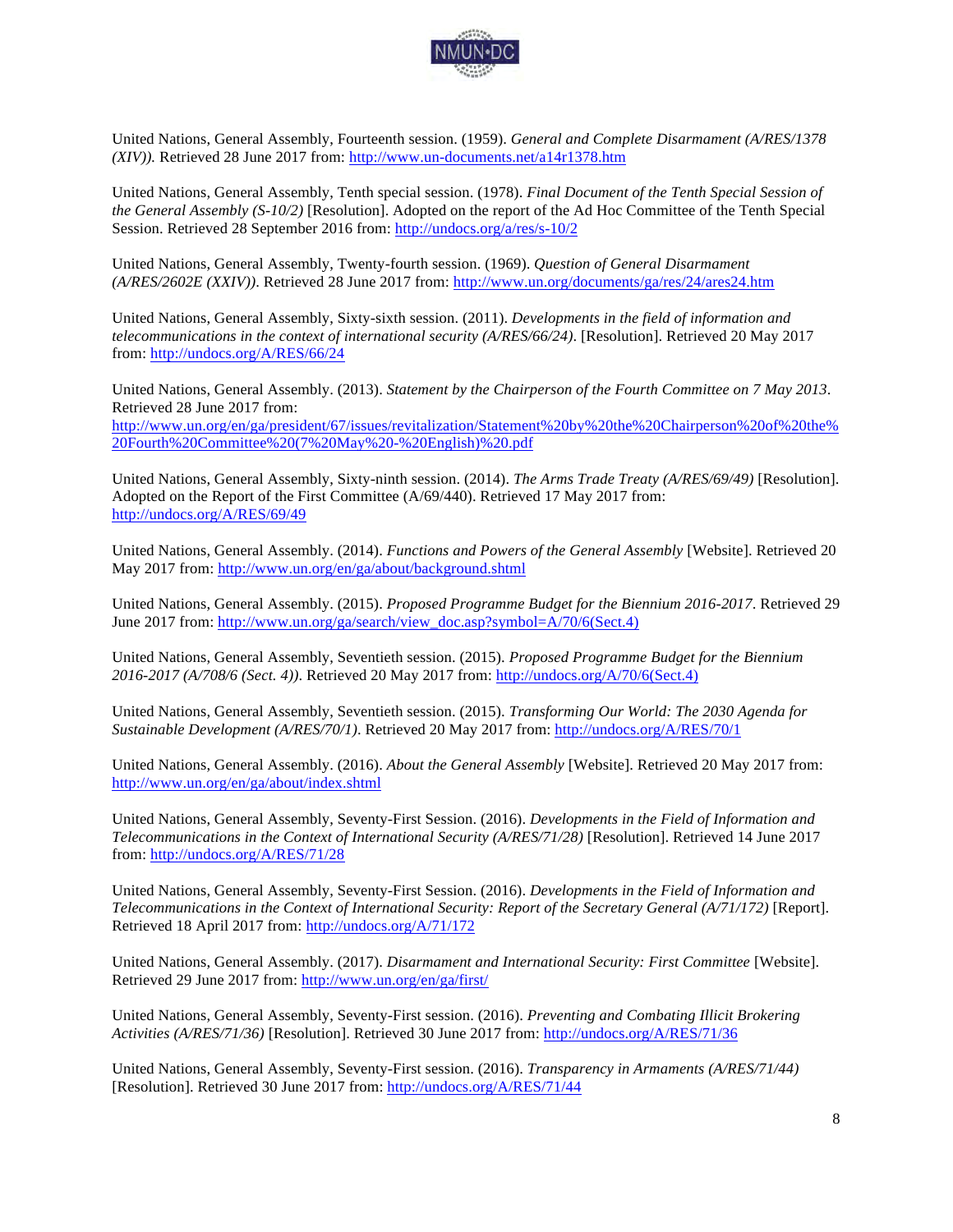United Nations, General Assembly, Fourteenth session. (1959). *General and Complete Disarmament (A/RES/1378 (XIV)).* Retrieved 28 June 2017 from: http://www.un-documents.net/a14r1378.htm

United Nations, General Assembly, Tenth special session. (1978). *Final Document of the Tenth Special Session of the General Assembly (S-10/2)* [Resolution]. Adopted on the report of the Ad Hoc Committee of the Tenth Special Session. Retrieved 28 September 2016 from: http://undocs.org/a/res/s-10/2

United Nations, General Assembly, Twenty-fourth session. (1969). *Question of General Disarmament (A/RES/2602E (XXIV)).* Retrieved 28 June 2017 from: http://www.un.org/documents/ga/res/24/ares24.htm

United Nations, General Assembly, Sixty-sixth session. (2011). *Developments in the field of information and telecommunications in the context of international security (A/RES/66/24).* [Resolution]. Retrieved 20 May 2017 from: http://undocs.org/A/RES/66/24

United Nations, General Assembly. (2013). *Statement by the Chairperson of the Fourth Committee on 7 May 2013*. Retrieved 28 June 2017 from:
http://www.un.org/en/ga/president/67/issues/revitalization/Statement%20by%20the%20Chairperson%20of%20the%20Fourth%20Committee%20(7%20May%20-%20English)%20.pdf

United Nations, General Assembly, Sixty-ninth session. (2014). *The Arms Trade Treaty (A/RES/69/49)* [Resolution]. Adopted on the Report of the First Committee (A/69/440). Retrieved 17 May 2017 from: http://undocs.org/A/RES/69/49

United Nations, General Assembly. (2014). *Functions and Powers of the General Assembly* [Website]. Retrieved 20 May 2017 from: http://www.un.org/en/ga/about/background.shtml

United Nations, General Assembly. (2015). *Proposed Programme Budget for the Biennium 2016-2017*. Retrieved 29 June 2017 from: http://www.un.org/ga/search/view_doc.asp?symbol=A/70/6(Sect.4)

United Nations, General Assembly, Seventieth session. (2015). *Proposed Programme Budget for the Biennium 2016-2017 (A/708/6 (Sect. 4)).* Retrieved 20 May 2017 from: http://undocs.org/A/70/6(Sect.4)

United Nations, General Assembly, Seventieth session. (2015). *Transforming Our World: The 2030 Agenda for Sustainable Development (A/RES/70/1)*. Retrieved 20 May 2017 from: http://undocs.org/A/RES/70/1

United Nations, General Assembly. (2016). *About the General Assembly* [Website]. Retrieved 20 May 2017 from: http://www.un.org/en/ga/about/index.shtml

United Nations, General Assembly, Seventy-First Session. (2016). *Developments in the Field of Information and Telecommunications in the Context of International Security (A/RES/71/28)* [Resolution]. Retrieved 14 June 2017 from: http://undocs.org/A/RES/71/28

United Nations, General Assembly, Seventy-First Session. (2016). *Developments in the Field of Information and Telecommunications in the Context of International Security: Report of the Secretary General (A/71/172)* [Report]. Retrieved 18 April 2017 from: http://undocs.org/A/71/172

United Nations, General Assembly. (2017). *Disarmament and International Security: First Committee* [Website]. Retrieved 29 June 2017 from: http://www.un.org/en/ga/first/

United Nations, General Assembly, Seventy-First session. (2016). *Preventing and Combating Illicit Brokering Activities (A/RES/71/36)* [Resolution]. Retrieved 30 June 2017 from: http://undocs.org/A/RES/71/36

United Nations, General Assembly, Seventy-First session. (2016). *Transparency in Armaments (A/RES/71/44)* [Resolution]. Retrieved 30 June 2017 from: http://undocs.org/A/RES/71/44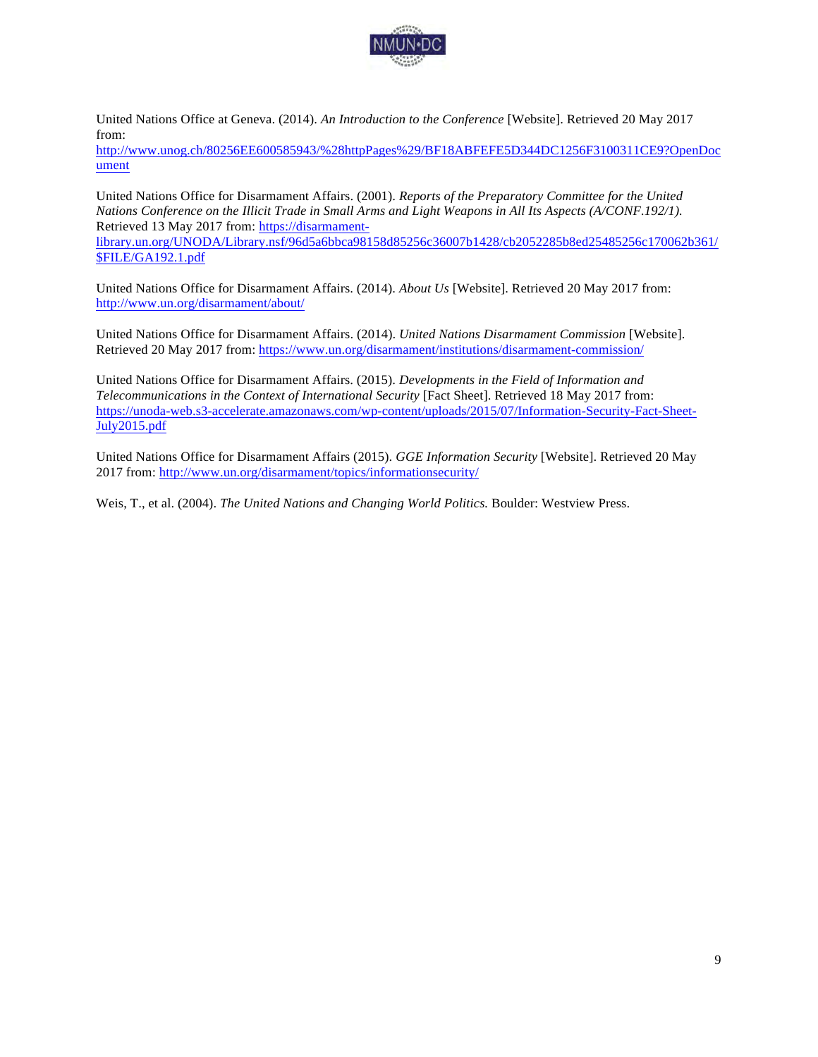United Nations Office at Geneva. (2014). *An Introduction to the Conference* [Website]. Retrieved 20 May 2017 from: http://www.unog.ch/80256EE600585943/%28httpPages%29/BF18ABFEFE5D344DC1256F3100311CE9?OpenDocument

United Nations Office for Disarmament Affairs. (2001). *Reports of the Preparatory Committee for the United Nations Conference on the Illicit Trade in Small Arms and Light Weapons in All Its Aspects (A/CONF.192/1).* Retrieved 13 May 2017 from: https://disarmament-library.un.org/UNODA/Library.nsf/96d5a6bbca98158d85256c36007b1428/cb2052285b8ed25485256c170062b361/$FILE/GA192.1.pdf

United Nations Office for Disarmament Affairs. (2014). *About Us* [Website]. Retrieved 20 May 2017 from: http://www.un.org/disarmament/about/

United Nations Office for Disarmament Affairs. (2014). *United Nations Disarmament Commission* [Website]. Retrieved 20 May 2017 from: https://www.un.org/disarmament/institutions/disarmament-commission/

United Nations Office for Disarmament Affairs. (2015). *Developments in the Field of Information and Telecommunications in the Context of International Security* [Fact Sheet]. Retrieved 18 May 2017 from: https://unoda-web.s3-accelerate.amazonaws.com/wp-content/uploads/2015/07/Information-Security-Fact-Sheet-July2015.pdf

United Nations Office for Disarmament Affairs (2015). *GGE Information Security* [Website]. Retrieved 20 May 2017 from: http://www.un.org/disarmament/topics/informationsecurity/

Weis, T., et al. (2004). *The United Nations and Changing World Politics.* Boulder: Westview Press.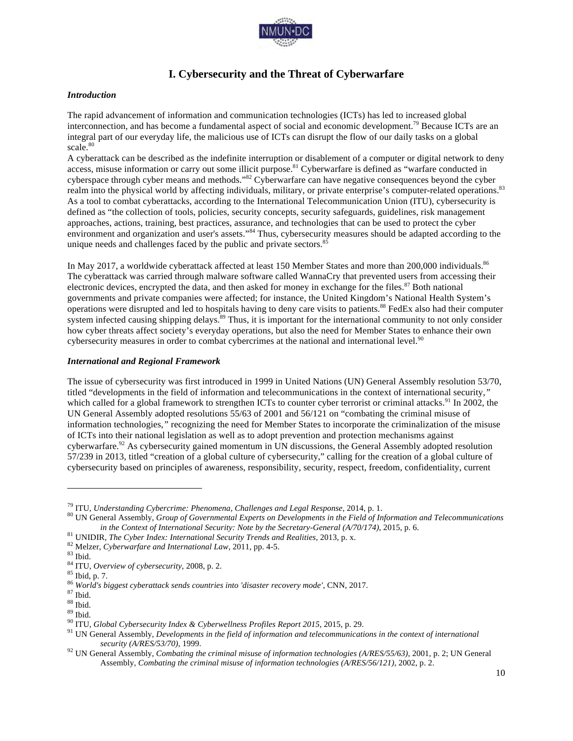# I. Cybersecurity and the Threat of Cyberwarfare

### *Introduction*

The rapid advancement of information and communication technologies (ICTs) has led to increased global interconnection, and has become a fundamental aspect of social and economic development.[79] Because ICTs are an integral part of our everyday life, the malicious use of ICTs can disrupt the flow of our daily tasks on a global scale.[80]
A cyberattack can be described as the indefinite interruption or disablement of a computer or digital network to deny access, misuse information or carry out some illicit purpose.[81] Cyberwarfare is defined as "warfare conducted in cyberspace through cyber means and methods."[82] Cyberwarfare can have negative consequences beyond the cyber realm into the physical world by affecting individuals, military, or private enterprise's computer-related operations.[83] As a tool to combat cyberattacks, according to the International Telecommunication Union (ITU), cybersecurity is defined as "the collection of tools, policies, security concepts, security safeguards, guidelines, risk management approaches, actions, training, best practices, assurance, and technologies that can be used to protect the cyber environment and organization and user's assets."[84] Thus, cybersecurity measures should be adapted according to the unique needs and challenges faced by the public and private sectors.[85]

In May 2017, a worldwide cyberattack affected at least 150 Member States and more than 200,000 individuals.[86] The cyberattack was carried through malware software called WannaCry that prevented users from accessing their electronic devices, encrypted the data, and then asked for money in exchange for the files.[87] Both national governments and private companies were affected; for instance, the United Kingdom's National Health System's operations were disrupted and led to hospitals having to deny care visits to patients.[88] FedEx also had their computer system infected causing shipping delays.[89] Thus, it is important for the international community to not only consider how cyber threats affect society's everyday operations, but also the need for Member States to enhance their own cybersecurity measures in order to combat cybercrimes at the national and international level.[90]

### *International and Regional Framework*

The issue of cybersecurity was first introduced in 1999 in United Nations (UN) General Assembly resolution 53/70, titled "developments in the field of information and telecommunications in the context of international security," which called for a global framework to strengthen ICTs to counter cyber terrorist or criminal attacks.[91] In 2002, the UN General Assembly adopted resolutions 55/63 of 2001 and 56/121 on "combating the criminal misuse of information technologies," recognizing the need for Member States to incorporate the criminalization of the misuse of ICTs into their national legislation as well as to adopt prevention and protection mechanisms against cyberwarfare.[92] As cybersecurity gained momentum in UN discussions, the General Assembly adopted resolution 57/239 in 2013, titled "creation of a global culture of cybersecurity," calling for the creation of a global culture of cybersecurity based on principles of awareness, responsibility, security, respect, freedom, confidentiality, current

---

[79] ITU, *Understanding Cybercrime: Phenomena, Challenges and Legal Response*, 2014, p. 1.
[80] UN General Assembly, *Group of Governmental Experts on Developments in the Field of Information and Telecommunications in the Context of International Security: Note by the Secretary-General (A/70/174)*, 2015, p. 6.
[81] UNIDIR, *The Cyber Index: International Security Trends and Realities*, 2013, p. x.
[82] Melzer, *Cyberwarfare and International Law*, 2011, pp. 4-5.
[83] Ibid.
[84] ITU, *Overview of cybersecurity*, 2008, p. 2.
[85] Ibid, p. 7.
[86] *World's biggest cyberattack sends countries into 'disaster recovery mode'*, CNN, 2017.
[87] Ibid.
[88] Ibid.
[89] Ibid.
[90] ITU, *Global Cybersecurity Index & Cyberwellness Profiles Report 2015*, 2015, p. 29.
[91] UN General Assembly, *Developments in the field of information and telecommunications in the context of international security (A/RES/53/70)*, 1999.
[92] UN General Assembly, *Combating the criminal misuse of information technologies (A/RES/55/63)*, 2001, p. 2; UN General Assembly, *Combating the criminal misuse of information technologies (A/RES/56/121)*, 2002, p. 2.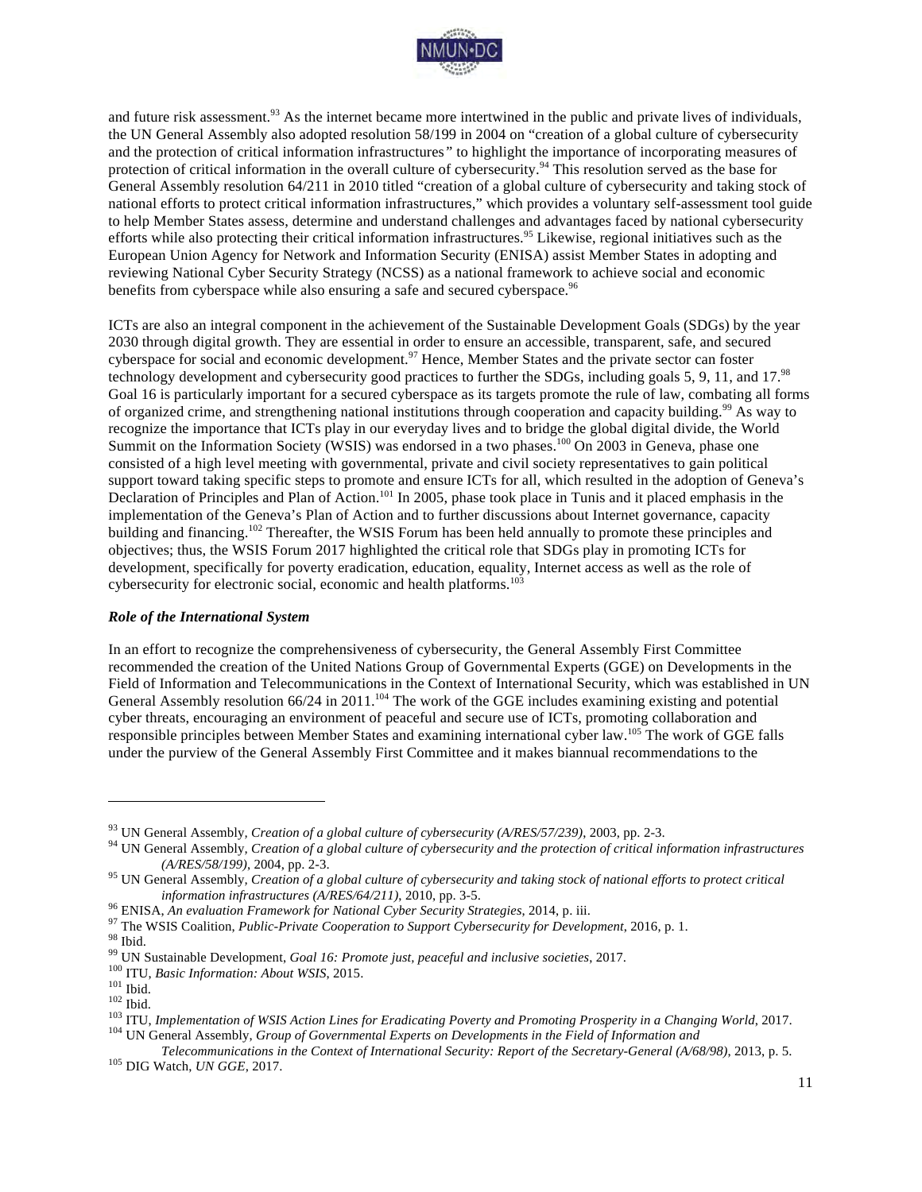and future risk assessment.[93] As the internet became more intertwined in the public and private lives of individuals, the UN General Assembly also adopted resolution 58/199 in 2004 on "creation of a global culture of cybersecurity and the protection of critical information infrastructures" to highlight the importance of incorporating measures of protection of critical information in the overall culture of cybersecurity.[94] This resolution served as the base for General Assembly resolution 64/211 in 2010 titled "creation of a global culture of cybersecurity and taking stock of national efforts to protect critical information infrastructures," which provides a voluntary self-assessment tool guide to help Member States assess, determine and understand challenges and advantages faced by national cybersecurity efforts while also protecting their critical information infrastructures.[95] Likewise, regional initiatives such as the European Union Agency for Network and Information Security (ENISA) assist Member States in adopting and reviewing National Cyber Security Strategy (NCSS) as a national framework to achieve social and economic benefits from cyberspace while also ensuring a safe and secured cyberspace.[96]

ICTs are also an integral component in the achievement of the Sustainable Development Goals (SDGs) by the year 2030 through digital growth. They are essential in order to ensure an accessible, transparent, safe, and secured cyberspace for social and economic development.[97] Hence, Member States and the private sector can foster technology development and cybersecurity good practices to further the SDGs, including goals 5, 9, 11, and 17.[98] Goal 16 is particularly important for a secured cyberspace as its targets promote the rule of law, combating all forms of organized crime, and strengthening national institutions through cooperation and capacity building.[99] As way to recognize the importance that ICTs play in our everyday lives and to bridge the global digital divide, the World Summit on the Information Society (WSIS) was endorsed in a two phases.[100] On 2003 in Geneva, phase one consisted of a high level meeting with governmental, private and civil society representatives to gain political support toward taking specific steps to promote and ensure ICTs for all, which resulted in the adoption of Geneva's Declaration of Principles and Plan of Action.[101] In 2005, phase took place in Tunis and it placed emphasis in the implementation of the Geneva's Plan of Action and to further discussions about Internet governance, capacity building and financing.[102] Thereafter, the WSIS Forum has been held annually to promote these principles and objectives; thus, the WSIS Forum 2017 highlighted the critical role that SDGs play in promoting ICTs for development, specifically for poverty eradication, education, equality, Internet access as well as the role of cybersecurity for electronic social, economic and health platforms.[103]

### *Role of the International System*

In an effort to recognize the comprehensiveness of cybersecurity, the General Assembly First Committee recommended the creation of the United Nations Group of Governmental Experts (GGE) on Developments in the Field of Information and Telecommunications in the Context of International Security, which was established in UN General Assembly resolution 66/24 in 2011.[104] The work of the GGE includes examining existing and potential cyber threats, encouraging an environment of peaceful and secure use of ICTs, promoting collaboration and responsible principles between Member States and examining international cyber law.[105] The work of GGE falls under the purview of the General Assembly First Committee and it makes biannual recommendations to the

---

[93] UN General Assembly, *Creation of a global culture of cybersecurity (A/RES/57/239)*, 2003, pp. 2-3.
[94] UN General Assembly, *Creation of a global culture of cybersecurity and the protection of critical information infrastructures (A/RES/58/199)*, 2004, pp. 2-3.
[95] UN General Assembly, *Creation of a global culture of cybersecurity and taking stock of national efforts to protect critical information infrastructures (A/RES/64/211)*, 2010, pp. 3-5.
[96] ENISA, *An evaluation Framework for National Cyber Security Strategies*, 2014, p. iii.
[97] The WSIS Coalition, *Public-Private Cooperation to Support Cybersecurity for Development*, 2016, p. 1.
[98] Ibid.
[99] UN Sustainable Development, *Goal 16: Promote just, peaceful and inclusive societies*, 2017.
[100] ITU, *Basic Information: About WSIS*, 2015.
[101] Ibid.
[102] Ibid.
[103] ITU, *Implementation of WSIS Action Lines for Eradicating Poverty and Promoting Prosperity in a Changing World*, 2017.
[104] UN General Assembly, *Group of Governmental Experts on Developments in the Field of Information and Telecommunications in the Context of International Security: Report of the Secretary-General (A/68/98)*, 2013, p. 5.
[105] DIG Watch, *UN GGE*, 2017.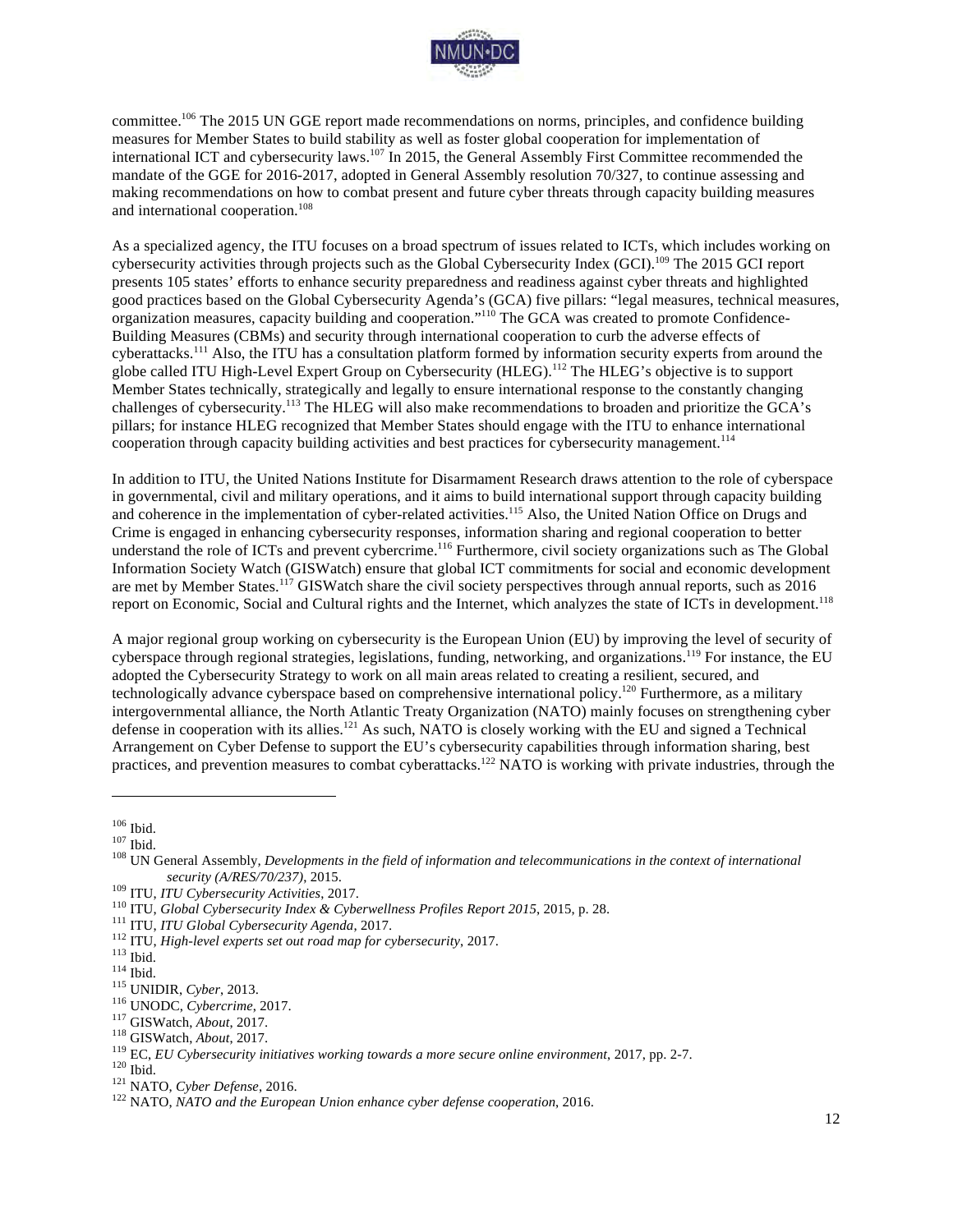committee.[106] The 2015 UN GGE report made recommendations on norms, principles, and confidence building measures for Member States to build stability as well as foster global cooperation for implementation of international ICT and cybersecurity laws.[107] In 2015, the General Assembly First Committee recommended the mandate of the GGE for 2016-2017, adopted in General Assembly resolution 70/327, to continue assessing and making recommendations on how to combat present and future cyber threats through capacity building measures and international cooperation.[108]

As a specialized agency, the ITU focuses on a broad spectrum of issues related to ICTs, which includes working on cybersecurity activities through projects such as the Global Cybersecurity Index (GCI).[109] The 2015 GCI report presents 105 states' efforts to enhance security preparedness and readiness against cyber threats and highlighted good practices based on the Global Cybersecurity Agenda's (GCA) five pillars: "legal measures, technical measures, organization measures, capacity building and cooperation."[110] The GCA was created to promote Confidence-Building Measures (CBMs) and security through international cooperation to curb the adverse effects of cyberattacks.[111] Also, the ITU has a consultation platform formed by information security experts from around the globe called ITU High-Level Expert Group on Cybersecurity (HLEG).[112] The HLEG's objective is to support Member States technically, strategically and legally to ensure international response to the constantly changing challenges of cybersecurity.[113] The HLEG will also make recommendations to broaden and prioritize the GCA's pillars; for instance HLEG recognized that Member States should engage with the ITU to enhance international cooperation through capacity building activities and best practices for cybersecurity management.[114]

In addition to ITU, the United Nations Institute for Disarmament Research draws attention to the role of cyberspace in governmental, civil and military operations, and it aims to build international support through capacity building and coherence in the implementation of cyber-related activities.[115] Also, the United Nation Office on Drugs and Crime is engaged in enhancing cybersecurity responses, information sharing and regional cooperation to better understand the role of ICTs and prevent cybercrime.[116] Furthermore, civil society organizations such as The Global Information Society Watch (GISWatch) ensure that global ICT commitments for social and economic development are met by Member States.[117] GISWatch share the civil society perspectives through annual reports, such as 2016 report on Economic, Social and Cultural rights and the Internet, which analyzes the state of ICTs in development.[118]

A major regional group working on cybersecurity is the European Union (EU) by improving the level of security of cyberspace through regional strategies, legislations, funding, networking, and organizations.[119] For instance, the EU adopted the Cybersecurity Strategy to work on all main areas related to creating a resilient, secured, and technologically advance cyberspace based on comprehensive international policy.[120] Furthermore, as a military intergovernmental alliance, the North Atlantic Treaty Organization (NATO) mainly focuses on strengthening cyber defense in cooperation with its allies.[121] As such, NATO is closely working with the EU and signed a Technical Arrangement on Cyber Defense to support the EU's cybersecurity capabilities through information sharing, best practices, and prevention measures to combat cyberattacks.[122] NATO is working with private industries, through the

---

[106] Ibid.

[107] Ibid.

[108] UN General Assembly, *Developments in the field of information and telecommunications in the context of international security (A/RES/70/237)*, 2015.

[109] ITU, *ITU Cybersecurity Activities*, 2017.

[110] ITU, *Global Cybersecurity Index & Cyberwellness Profiles Report 2015*, 2015, p. 28.

[111] ITU, *ITU Global Cybersecurity Agenda*, 2017.

[112] ITU, *High-level experts set out road map for cybersecurity*, 2017.

[113] Ibid.

[114] Ibid.

[115] UNIDIR, *Cyber*, 2013.

[116] UNODC, *Cybercrime*, 2017.

[117] GISWatch, *About*, 2017.

[118] GISWatch, *About*, 2017.

[119] EC, *EU Cybersecurity initiatives working towards a more secure online environment*, 2017, pp. 2-7.

[120] Ibid.

[121] NATO, *Cyber Defense*, 2016.

[122] NATO, *NATO and the European Union enhance cyber defense cooperation*, 2016.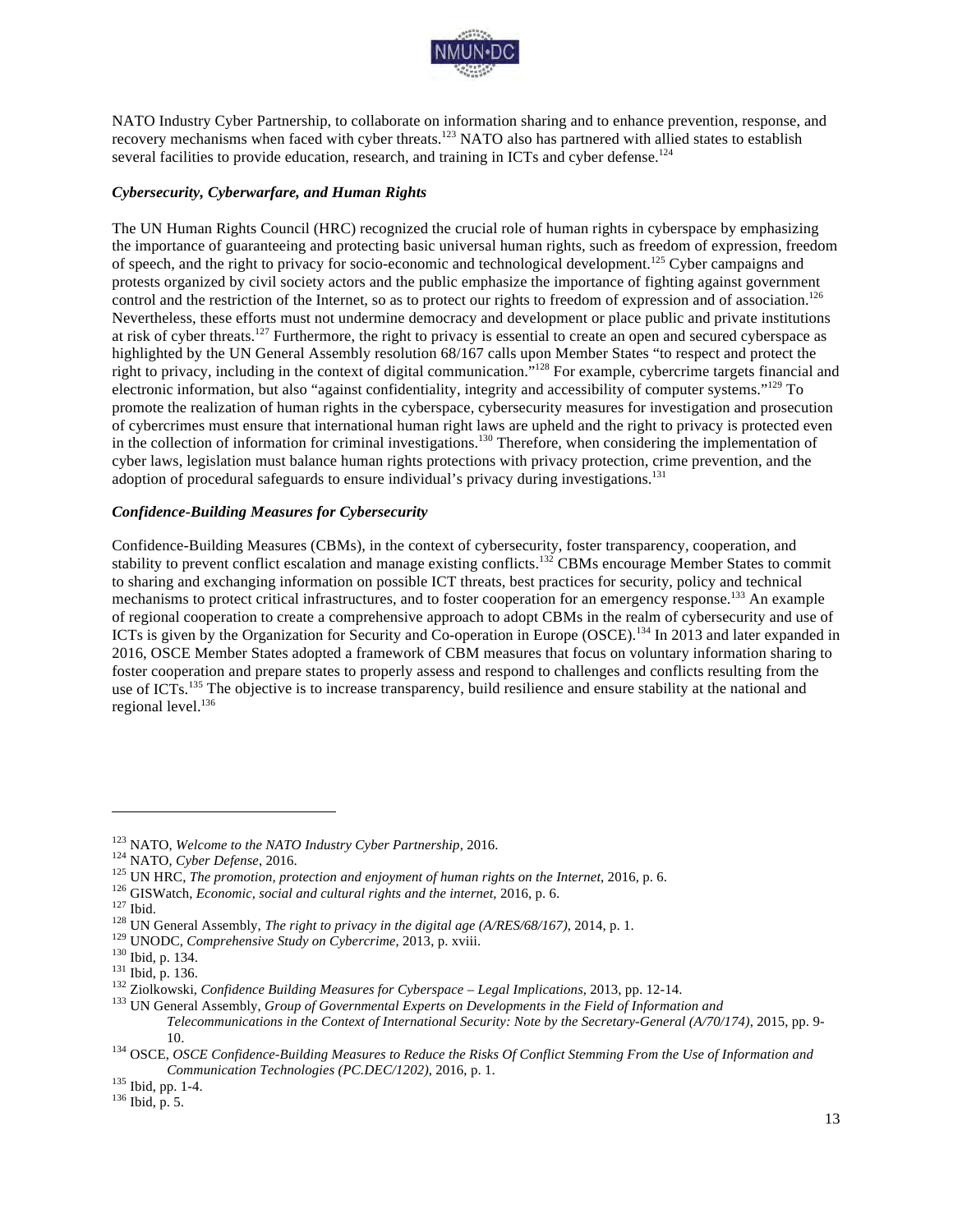NATO Industry Cyber Partnership, to collaborate on information sharing and to enhance prevention, response, and recovery mechanisms when faced with cyber threats.[123] NATO also has partnered with allied states to establish several facilities to provide education, research, and training in ICTs and cyber defense.[124]

### *Cybersecurity, Cyberwarfare, and Human Rights*

The UN Human Rights Council (HRC) recognized the crucial role of human rights in cyberspace by emphasizing the importance of guaranteeing and protecting basic universal human rights, such as freedom of expression, freedom of speech, and the right to privacy for socio-economic and technological development.[125] Cyber campaigns and protests organized by civil society actors and the public emphasize the importance of fighting against government control and the restriction of the Internet, so as to protect our rights to freedom of expression and of association.[126] Nevertheless, these efforts must not undermine democracy and development or place public and private institutions at risk of cyber threats.[127] Furthermore, the right to privacy is essential to create an open and secured cyberspace as highlighted by the UN General Assembly resolution 68/167 calls upon Member States "to respect and protect the right to privacy, including in the context of digital communication."[128] For example, cybercrime targets financial and electronic information, but also "against confidentiality, integrity and accessibility of computer systems."[129] To promote the realization of human rights in the cyberspace, cybersecurity measures for investigation and prosecution of cybercrimes must ensure that international human right laws are upheld and the right to privacy is protected even in the collection of information for criminal investigations.[130] Therefore, when considering the implementation of cyber laws, legislation must balance human rights protections with privacy protection, crime prevention, and the adoption of procedural safeguards to ensure individual's privacy during investigations.[131]

### *Confidence-Building Measures for Cybersecurity*

Confidence-Building Measures (CBMs), in the context of cybersecurity, foster transparency, cooperation, and stability to prevent conflict escalation and manage existing conflicts.[132] CBMs encourage Member States to commit to sharing and exchanging information on possible ICT threats, best practices for security, policy and technical mechanisms to protect critical infrastructures, and to foster cooperation for an emergency response.[133] An example of regional cooperation to create a comprehensive approach to adopt CBMs in the realm of cybersecurity and use of ICTs is given by the Organization for Security and Co-operation in Europe (OSCE).[134] In 2013 and later expanded in 2016, OSCE Member States adopted a framework of CBM measures that focus on voluntary information sharing to foster cooperation and prepare states to properly assess and respond to challenges and conflicts resulting from the use of ICTs.[135] The objective is to increase transparency, build resilience and ensure stability at the national and regional level.[136]

---

[123] NATO, *Welcome to the NATO Industry Cyber Partnership*, 2016.
[124] NATO, *Cyber Defense*, 2016.
[125] UN HRC, *The promotion, protection and enjoyment of human rights on the Internet*, 2016, p. 6.
[126] GISWatch, *Economic, social and cultural rights and the internet*, 2016, p. 6.
[127] Ibid.
[128] UN General Assembly, *The right to privacy in the digital age (A/RES/68/167)*, 2014, p. 1.
[129] UNODC, *Comprehensive Study on Cybercrime*, 2013, p. xviii.
[130] Ibid, p. 134.
[131] Ibid, p. 136.
[132] Ziolkowski, *Confidence Building Measures for Cyberspace – Legal Implications*, 2013, pp. 12-14.
[133] UN General Assembly, *Group of Governmental Experts on Developments in the Field of Information and Telecommunications in the Context of International Security: Note by the Secretary-General (A/70/174)*, 2015, pp. 9-10.
[134] OSCE, *OSCE Confidence-Building Measures to Reduce the Risks Of Conflict Stemming From the Use of Information and Communication Technologies (PC.DEC/1202)*, 2016, p. 1.
[135] Ibid, pp. 1-4.
[136] Ibid, p. 5.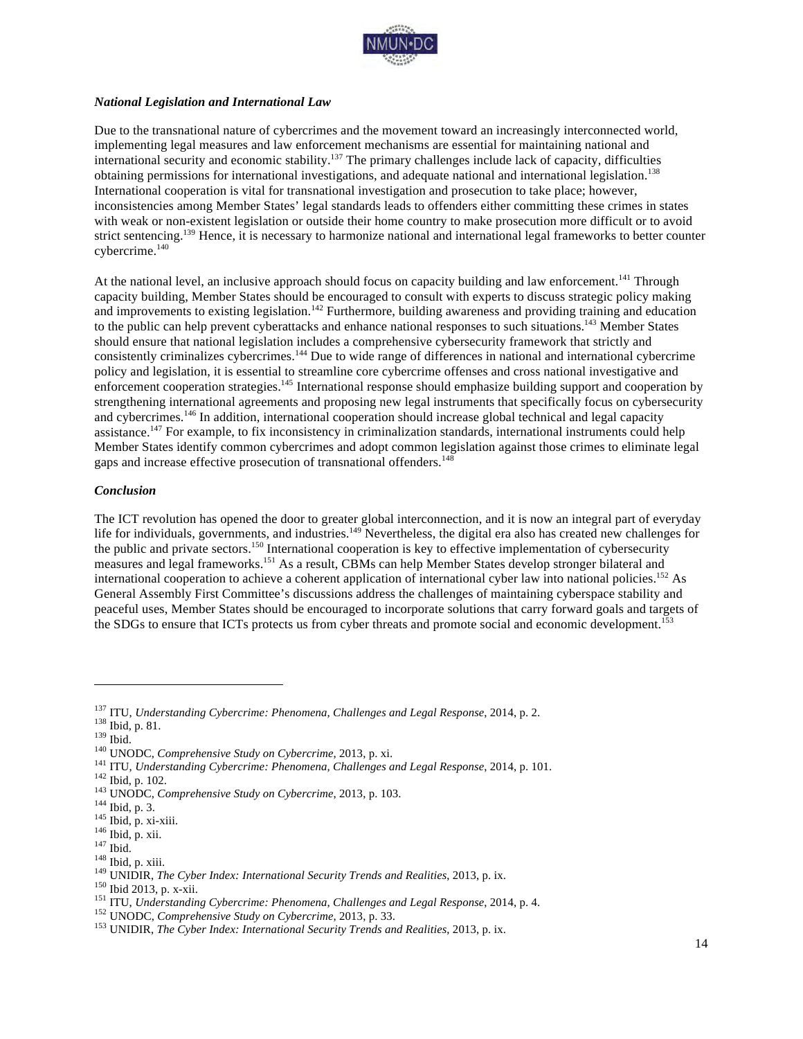### *National Legislation and International Law*

Due to the transnational nature of cybercrimes and the movement toward an increasingly interconnected world, implementing legal measures and law enforcement mechanisms are essential for maintaining national and international security and economic stability.[137] The primary challenges include lack of capacity, difficulties obtaining permissions for international investigations, and adequate national and international legislation.[138] International cooperation is vital for transnational investigation and prosecution to take place; however, inconsistencies among Member States' legal standards leads to offenders either committing these crimes in states with weak or non-existent legislation or outside their home country to make prosecution more difficult or to avoid strict sentencing.[139] Hence, it is necessary to harmonize national and international legal frameworks to better counter cybercrime.[140]

At the national level, an inclusive approach should focus on capacity building and law enforcement.[141] Through capacity building, Member States should be encouraged to consult with experts to discuss strategic policy making and improvements to existing legislation.[142] Furthermore, building awareness and providing training and education to the public can help prevent cyberattacks and enhance national responses to such situations.[143] Member States should ensure that national legislation includes a comprehensive cybersecurity framework that strictly and consistently criminalizes cybercrimes.[144] Due to wide range of differences in national and international cybercrime policy and legislation, it is essential to streamline core cybercrime offenses and cross national investigative and enforcement cooperation strategies.[145] International response should emphasize building support and cooperation by strengthening international agreements and proposing new legal instruments that specifically focus on cybersecurity and cybercrimes.[146] In addition, international cooperation should increase global technical and legal capacity assistance.[147] For example, to fix inconsistency in criminalization standards, international instruments could help Member States identify common cybercrimes and adopt common legislation against those crimes to eliminate legal gaps and increase effective prosecution of transnational offenders.[148]

### *Conclusion*

The ICT revolution has opened the door to greater global interconnection, and it is now an integral part of everyday life for individuals, governments, and industries.[149] Nevertheless, the digital era also has created new challenges for the public and private sectors.[150] International cooperation is key to effective implementation of cybersecurity measures and legal frameworks.[151] As a result, CBMs can help Member States develop stronger bilateral and international cooperation to achieve a coherent application of international cyber law into national policies.[152] As General Assembly First Committee's discussions address the challenges of maintaining cyberspace stability and peaceful uses, Member States should be encouraged to incorporate solutions that carry forward goals and targets of the SDGs to ensure that ICTs protects us from cyber threats and promote social and economic development.[153]

---

[137] ITU, *Understanding Cybercrime: Phenomena, Challenges and Legal Response*, 2014, p. 2.
[138] Ibid, p. 81.
[139] Ibid.
[140] UNODC, *Comprehensive Study on Cybercrime*, 2013, p. xi.
[141] ITU, *Understanding Cybercrime: Phenomena, Challenges and Legal Response*, 2014, p. 101.
[142] Ibid, p. 102.
[143] UNODC, *Comprehensive Study on Cybercrime*, 2013, p. 103.
[144] Ibid, p. 3.
[145] Ibid, p. xi-xiii.
[146] Ibid, p. xii.
[147] Ibid.
[148] Ibid, p. xiii.
[149] UNIDIR, *The Cyber Index: International Security Trends and Realities*, 2013, p. ix.
[150] Ibid 2013, p. x-xii.
[151] ITU, *Understanding Cybercrime: Phenomena, Challenges and Legal Response*, 2014, p. 4.
[152] UNODC, *Comprehensive Study on Cybercrime*, 2013, p. 33.
[153] UNIDIR, *The Cyber Index: International Security Trends and Realities*, 2013, p. ix.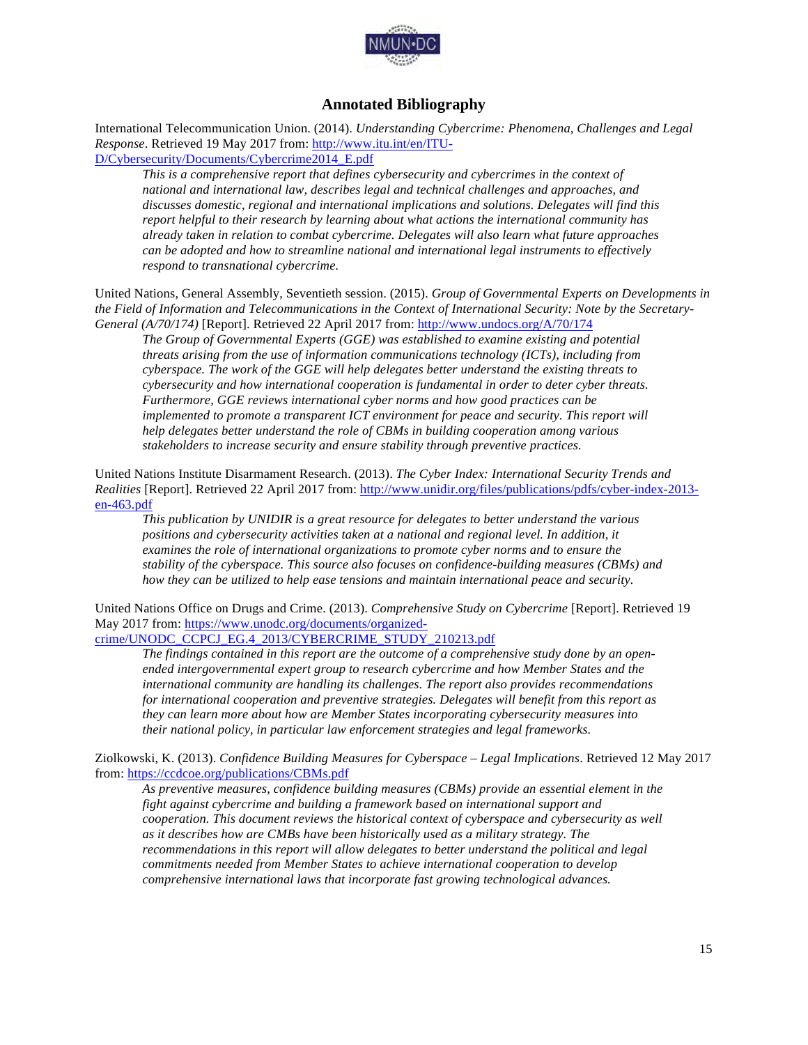## Annotated Bibliography

International Telecommunication Union. (2014). *Understanding Cybercrime: Phenomena, Challenges and Legal Response*. Retrieved 19 May 2017 from: http://www.itu.int/en/ITU-D/Cybersecurity/Documents/Cybercrime2014_E.pdf

> *This is a comprehensive report that defines cybersecurity and cybercrimes in the context of national and international law, describes legal and technical challenges and approaches, and discusses domestic, regional and international implications and solutions. Delegates will find this report helpful to their research by learning about what actions the international community has already taken in relation to combat cybercrime. Delegates will also learn what future approaches can be adopted and how to streamline national and international legal instruments to effectively respond to transnational cybercrime.*

United Nations, General Assembly, Seventieth session. (2015). *Group of Governmental Experts on Developments in the Field of Information and Telecommunications in the Context of International Security: Note by the Secretary-General (A/70/174)* [Report]. Retrieved 22 April 2017 from: http://www.undocs.org/A/70/174

> *The Group of Governmental Experts (GGE) was established to examine existing and potential threats arising from the use of information communications technology (ICTs), including from cyberspace. The work of the GGE will help delegates better understand the existing threats to cybersecurity and how international cooperation is fundamental in order to deter cyber threats. Furthermore, GGE reviews international cyber norms and how good practices can be implemented to promote a transparent ICT environment for peace and security. This report will help delegates better understand the role of CBMs in building cooperation among various stakeholders to increase security and ensure stability through preventive practices.*

United Nations Institute Disarmament Research. (2013). *The Cyber Index: International Security Trends and Realities* [Report]. Retrieved 22 April 2017 from: http://www.unidir.org/files/publications/pdfs/cyber-index-2013-en-463.pdf

> *This publication by UNIDIR is a great resource for delegates to better understand the various positions and cybersecurity activities taken at a national and regional level. In addition, it examines the role of international organizations to promote cyber norms and to ensure the stability of the cyberspace. This source also focuses on confidence-building measures (CBMs) and how they can be utilized to help ease tensions and maintain international peace and security.*

United Nations Office on Drugs and Crime. (2013). *Comprehensive Study on Cybercrime* [Report]. Retrieved 19 May 2017 from: https://www.unodc.org/documents/organized-crime/UNODC_CCPCJ_EG.4_2013/CYBERCRIME_STUDY_210213.pdf

> *The findings contained in this report are the outcome of a comprehensive study done by an open-ended intergovernmental expert group to research cybercrime and how Member States and the international community are handling its challenges. The report also provides recommendations for international cooperation and preventive strategies. Delegates will benefit from this report as they can learn more about how are Member States incorporating cybersecurity measures into their national policy, in particular law enforcement strategies and legal frameworks.*

Ziolkowski, K. (2013). *Confidence Building Measures for Cyberspace – Legal Implications*. Retrieved 12 May 2017 from: https://ccdcoe.org/publications/CBMs.pdf

> *As preventive measures, confidence building measures (CBMs) provide an essential element in the fight against cybercrime and building a framework based on international support and cooperation. This document reviews the historical context of cyberspace and cybersecurity as well as it describes how are CMBs have been historically used as a military strategy. The recommendations in this report will allow delegates to better understand the political and legal commitments needed from Member States to achieve international cooperation to develop comprehensive international laws that incorporate fast growing technological advances.*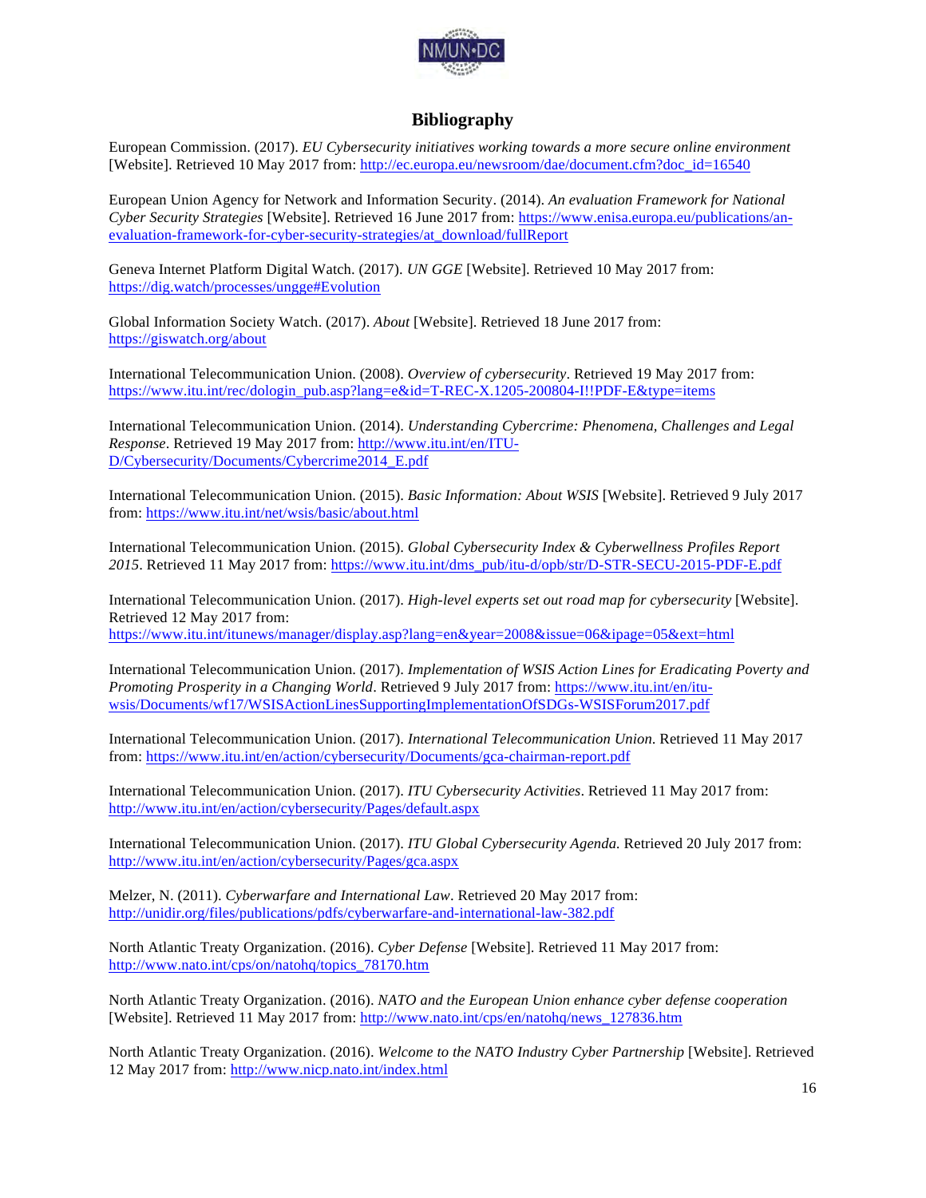## Bibliography

European Commission. (2017). *EU Cybersecurity initiatives working towards a more secure online environment* [Website]. Retrieved 10 May 2017 from: http://ec.europa.eu/newsroom/dae/document.cfm?doc_id=16540

European Union Agency for Network and Information Security. (2014). *An evaluation Framework for National Cyber Security Strategies* [Website]. Retrieved 16 June 2017 from: https://www.enisa.europa.eu/publications/an-evaluation-framework-for-cyber-security-strategies/at_download/fullReport

Geneva Internet Platform Digital Watch. (2017). *UN GGE* [Website]. Retrieved 10 May 2017 from: https://dig.watch/processes/ungge#Evolution

Global Information Society Watch. (2017). *About* [Website]. Retrieved 18 June 2017 from: https://giswatch.org/about

International Telecommunication Union. (2008). *Overview of cybersecurity*. Retrieved 19 May 2017 from: https://www.itu.int/rec/dologin_pub.asp?lang=e&id=T-REC-X.1205-200804-I!!PDF-E&type=items

International Telecommunication Union. (2014). *Understanding Cybercrime: Phenomena, Challenges and Legal Response*. Retrieved 19 May 2017 from: http://www.itu.int/en/ITU-D/Cybersecurity/Documents/Cybercrime2014_E.pdf

International Telecommunication Union. (2015). *Basic Information: About WSIS* [Website]. Retrieved 9 July 2017 from: https://www.itu.int/net/wsis/basic/about.html

International Telecommunication Union. (2015). *Global Cybersecurity Index & Cyberwellness Profiles Report 2015*. Retrieved 11 May 2017 from: https://www.itu.int/dms_pub/itu-d/opb/str/D-STR-SECU-2015-PDF-E.pdf

International Telecommunication Union. (2017). *High-level experts set out road map for cybersecurity* [Website]. Retrieved 12 May 2017 from: https://www.itu.int/itunews/manager/display.asp?lang=en&year=2008&issue=06&ipage=05&ext=html

International Telecommunication Union. (2017). *Implementation of WSIS Action Lines for Eradicating Poverty and Promoting Prosperity in a Changing World*. Retrieved 9 July 2017 from: https://www.itu.int/en/itu-wsis/Documents/wf17/WSISActionLinesSupportingImplementationOfSDGs-WSISForum2017.pdf

International Telecommunication Union. (2017). *International Telecommunication Union.* Retrieved 11 May 2017 from: https://www.itu.int/en/action/cybersecurity/Documents/gca-chairman-report.pdf

International Telecommunication Union. (2017). *ITU Cybersecurity Activities*. Retrieved 11 May 2017 from: http://www.itu.int/en/action/cybersecurity/Pages/default.aspx

International Telecommunication Union. (2017). *ITU Global Cybersecurity Agenda.* Retrieved 20 July 2017 from: http://www.itu.int/en/action/cybersecurity/Pages/gca.aspx

Melzer, N. (2011). *Cyberwarfare and International Law*. Retrieved 20 May 2017 from: http://unidir.org/files/publications/pdfs/cyberwarfare-and-international-law-382.pdf

North Atlantic Treaty Organization. (2016). *Cyber Defense* [Website]. Retrieved 11 May 2017 from: http://www.nato.int/cps/on/natohq/topics_78170.htm

North Atlantic Treaty Organization. (2016). *NATO and the European Union enhance cyber defense cooperation* [Website]. Retrieved 11 May 2017 from: http://www.nato.int/cps/en/natohq/news_127836.htm

North Atlantic Treaty Organization. (2016). *Welcome to the NATO Industry Cyber Partnership* [Website]. Retrieved 12 May 2017 from: http://www.nicp.nato.int/index.html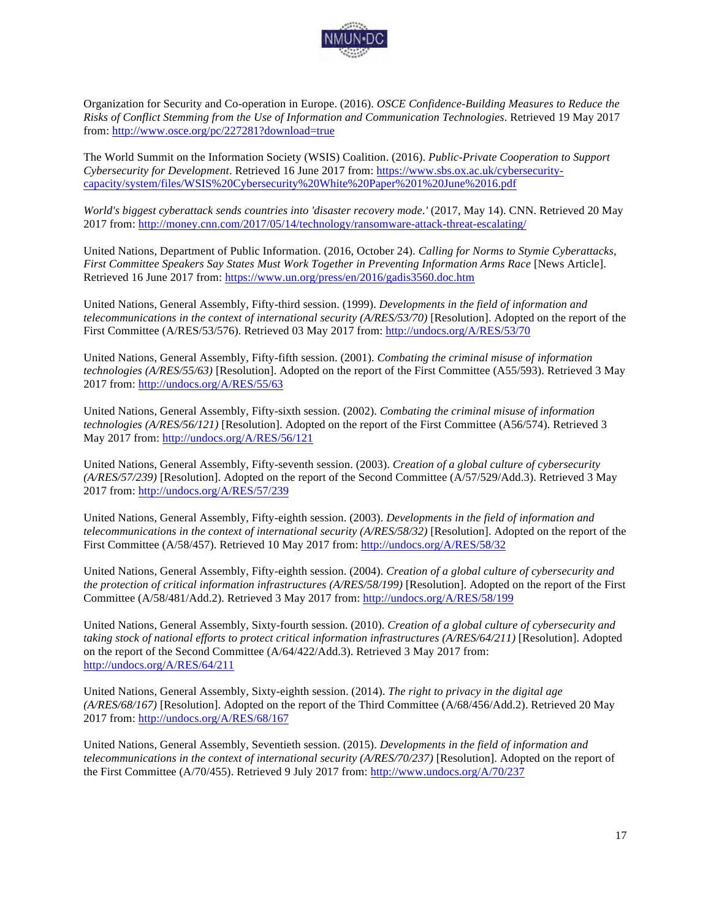Organization for Security and Co-operation in Europe. (2016). *OSCE Confidence-Building Measures to Reduce the Risks of Conflict Stemming from the Use of Information and Communication Technologies*. Retrieved 19 May 2017 from: http://www.osce.org/pc/227281?download=true

The World Summit on the Information Society (WSIS) Coalition. (2016). *Public-Private Cooperation to Support Cybersecurity for Development*. Retrieved 16 June 2017 from: https://www.sbs.ox.ac.uk/cybersecurity-capacity/system/files/WSIS%20Cybersecurity%20White%20Paper%201%20June%2016.pdf

*World's biggest cyberattack sends countries into 'disaster recovery mode.'* (2017, May 14). CNN. Retrieved 20 May 2017 from: http://money.cnn.com/2017/05/14/technology/ransomware-attack-threat-escalating/

United Nations, Department of Public Information. (2016, October 24). *Calling for Norms to Stymie Cyberattacks, First Committee Speakers Say States Must Work Together in Preventing Information Arms Race* [News Article]. Retrieved 16 June 2017 from: https://www.un.org/press/en/2016/gadis3560.doc.htm

United Nations, General Assembly, Fifty-third session. (1999). *Developments in the field of information and telecommunications in the context of international security (A/RES/53/70)* [Resolution]. Adopted on the report of the First Committee (A/RES/53/576). Retrieved 03 May 2017 from: http://undocs.org/A/RES/53/70

United Nations, General Assembly, Fifty-fifth session. (2001). *Combating the criminal misuse of information technologies (A/RES/55/63)* [Resolution]. Adopted on the report of the First Committee (A55/593). Retrieved 3 May 2017 from: http://undocs.org/A/RES/55/63

United Nations, General Assembly, Fifty-sixth session. (2002). *Combating the criminal misuse of information technologies (A/RES/56/121)* [Resolution]. Adopted on the report of the First Committee (A56/574). Retrieved 3 May 2017 from: http://undocs.org/A/RES/56/121

United Nations, General Assembly, Fifty-seventh session. (2003). *Creation of a global culture of cybersecurity (A/RES/57/239)* [Resolution]. Adopted on the report of the Second Committee (A/57/529/Add.3). Retrieved 3 May 2017 from: http://undocs.org/A/RES/57/239

United Nations, General Assembly, Fifty-eighth session. (2003). *Developments in the field of information and telecommunications in the context of international security (A/RES/58/32)* [Resolution]. Adopted on the report of the First Committee (A/58/457). Retrieved 10 May 2017 from: http://undocs.org/A/RES/58/32

United Nations, General Assembly, Fifty-eighth session. (2004). *Creation of a global culture of cybersecurity and the protection of critical information infrastructures (A/RES/58/199)* [Resolution]. Adopted on the report of the First Committee (A/58/481/Add.2). Retrieved 3 May 2017 from: http://undocs.org/A/RES/58/199

United Nations, General Assembly, Sixty-fourth session. (2010). *Creation of a global culture of cybersecurity and taking stock of national efforts to protect critical information infrastructures (A/RES/64/211)* [Resolution]. Adopted on the report of the Second Committee (A/64/422/Add.3). Retrieved 3 May 2017 from: http://undocs.org/A/RES/64/211

United Nations, General Assembly, Sixty-eighth session. (2014). *The right to privacy in the digital age (A/RES/68/167)* [Resolution]. Adopted on the report of the Third Committee (A/68/456/Add.2). Retrieved 20 May 2017 from: http://undocs.org/A/RES/68/167

United Nations, General Assembly, Seventieth session. (2015). *Developments in the field of information and telecommunications in the context of international security (A/RES/70/237)* [Resolution]. Adopted on the report of the First Committee (A/70/455). Retrieved 9 July 2017 from: http://www.undocs.org/A/70/237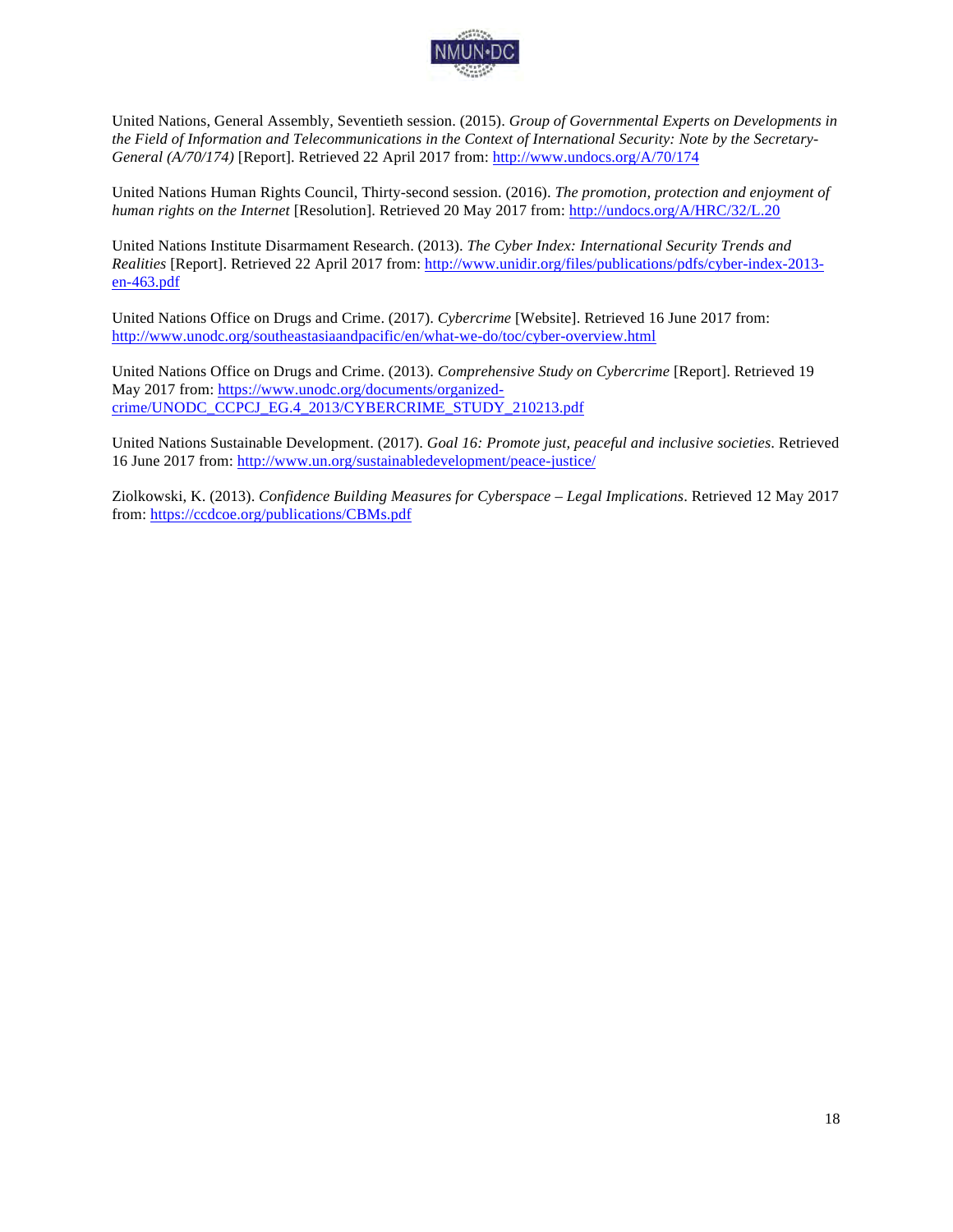United Nations, General Assembly, Seventieth session. (2015). *Group of Governmental Experts on Developments in the Field of Information and Telecommunications in the Context of International Security: Note by the Secretary-General (A/70/174)* [Report]. Retrieved 22 April 2017 from: http://www.undocs.org/A/70/174

United Nations Human Rights Council, Thirty-second session. (2016). *The promotion, protection and enjoyment of human rights on the Internet* [Resolution]. Retrieved 20 May 2017 from: http://undocs.org/A/HRC/32/L.20

United Nations Institute Disarmament Research. (2013). *The Cyber Index: International Security Trends and Realities* [Report]. Retrieved 22 April 2017 from: http://www.unidir.org/files/publications/pdfs/cyber-index-2013-en-463.pdf

United Nations Office on Drugs and Crime. (2017). *Cybercrime* [Website]. Retrieved 16 June 2017 from: http://www.unodc.org/southeastasiaandpacific/en/what-we-do/toc/cyber-overview.html

United Nations Office on Drugs and Crime. (2013). *Comprehensive Study on Cybercrime* [Report]. Retrieved 19 May 2017 from: https://www.unodc.org/documents/organized-crime/UNODC_CCPCJ_EG.4_2013/CYBERCRIME_STUDY_210213.pdf

United Nations Sustainable Development. (2017). *Goal 16: Promote just, peaceful and inclusive societies*. Retrieved 16 June 2017 from: http://www.un.org/sustainabledevelopment/peace-justice/

Ziolkowski, K. (2013). *Confidence Building Measures for Cyberspace – Legal Implications*. Retrieved 12 May 2017 from: https://ccdcoe.org/publications/CBMs.pdf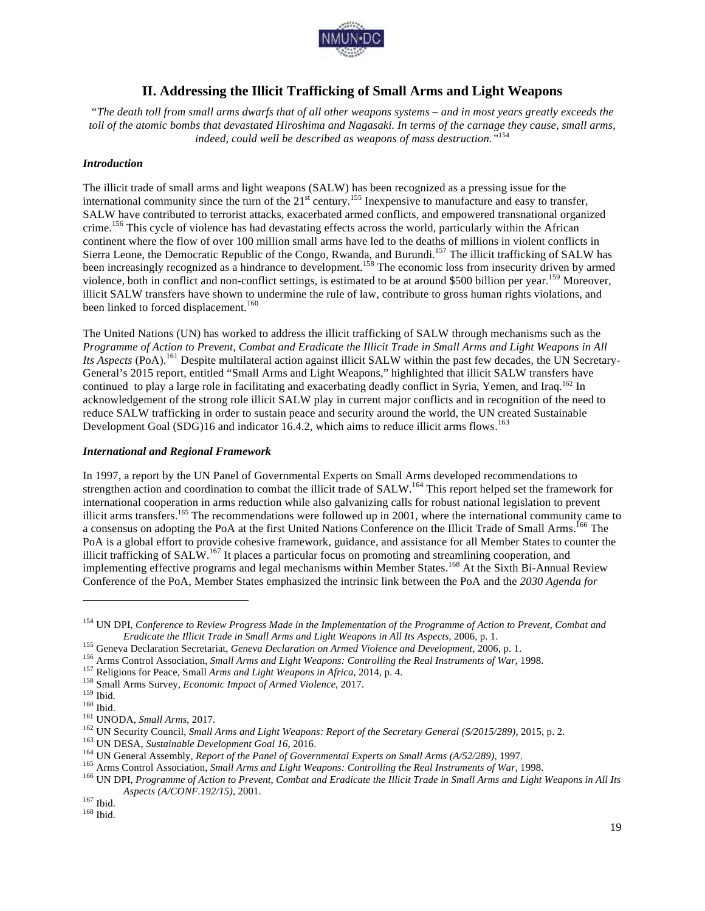## II. Addressing the Illicit Trafficking of Small Arms and Light Weapons

*"The death toll from small arms dwarfs that of all other weapons systems – and in most years greatly exceeds the toll of the atomic bombs that devastated Hiroshima and Nagasaki. In terms of the carnage they cause, small arms, indeed, could well be described as weapons of mass destruction."*[154]

### *Introduction*

The illicit trade of small arms and light weapons (SALW) has been recognized as a pressing issue for the international community since the turn of the 21st century.[155] Inexpensive to manufacture and easy to transfer, SALW have contributed to terrorist attacks, exacerbated armed conflicts, and empowered transnational organized crime.[156] This cycle of violence has had devastating effects across the world, particularly within the African continent where the flow of over 100 million small arms have led to the deaths of millions in violent conflicts in Sierra Leone, the Democratic Republic of the Congo, Rwanda, and Burundi.[157] The illicit trafficking of SALW has been increasingly recognized as a hindrance to development.[158] The economic loss from insecurity driven by armed violence, both in conflict and non-conflict settings, is estimated to be at around $500 billion per year.[159] Moreover, illicit SALW transfers have shown to undermine the rule of law, contribute to gross human rights violations, and been linked to forced displacement.[160]

The United Nations (UN) has worked to address the illicit trafficking of SALW through mechanisms such as the *Programme of Action to Prevent, Combat and Eradicate the Illicit Trade in Small Arms and Light Weapons in All Its Aspects* (PoA).[161] Despite multilateral action against illicit SALW within the past few decades, the UN Secretary-General's 2015 report, entitled "Small Arms and Light Weapons," highlighted that illicit SALW transfers have continued to play a large role in facilitating and exacerbating deadly conflict in Syria, Yemen, and Iraq.[162] In acknowledgement of the strong role illicit SALW play in current major conflicts and in recognition of the need to reduce SALW trafficking in order to sustain peace and security around the world, the UN created Sustainable Development Goal (SDG)16 and indicator 16.4.2, which aims to reduce illicit arms flows.[163]

### *International and Regional Framework*

In 1997, a report by the UN Panel of Governmental Experts on Small Arms developed recommendations to strengthen action and coordination to combat the illicit trade of SALW.[164] This report helped set the framework for international cooperation in arms reduction while also galvanizing calls for robust national legislation to prevent illicit arms transfers.[165] The recommendations were followed up in 2001, where the international community came to a consensus on adopting the PoA at the first United Nations Conference on the Illicit Trade of Small Arms.[166] The PoA is a global effort to provide cohesive framework, guidance, and assistance for all Member States to counter the illicit trafficking of SALW.[167] It places a particular focus on promoting and streamlining cooperation, and implementing effective programs and legal mechanisms within Member States.[168] At the Sixth Bi-Annual Review Conference of the PoA, Member States emphasized the intrinsic link between the PoA and the *2030 Agenda for*

---

[154] UN DPI, *Conference to Review Progress Made in the Implementation of the Programme of Action to Prevent, Combat and Eradicate the Illicit Trade in Small Arms and Light Weapons in All Its Aspects*, 2006, p. 1.

[155] Geneva Declaration Secretariat, *Geneva Declaration on Armed Violence and Development*, 2006, p. 1.

[156] Arms Control Association, *Small Arms and Light Weapons: Controlling the Real Instruments of War*, 1998.

[157] Religions for Peace, Small *Arms and Light Weapons in Africa*, 2014, p. 4.

[158] Small Arms Survey, *Economic Impact of Armed Violence*, 2017.

[159] Ibid.

[160] Ibid.

[161] UNODA, *Small Arms*, 2017.

[162] UN Security Council, *Small Arms and Light Weapons: Report of the Secretary General (S/2015/289)*, 2015, p. 2.

[163] UN DESA, *Sustainable Development Goal 16*, 2016.

[164] UN General Assembly, *Report of the Panel of Governmental Experts on Small Arms (A/52/289)*, 1997.

[165] Arms Control Association, *Small Arms and Light Weapons: Controlling the Real Instruments of War*, 1998.

[166] UN DPI, *Programme of Action to Prevent, Combat and Eradicate the Illicit Trade in Small Arms and Light Weapons in All Its Aspects (A/CONF.192/15)*, 2001.

[167] Ibid.

[168] Ibid.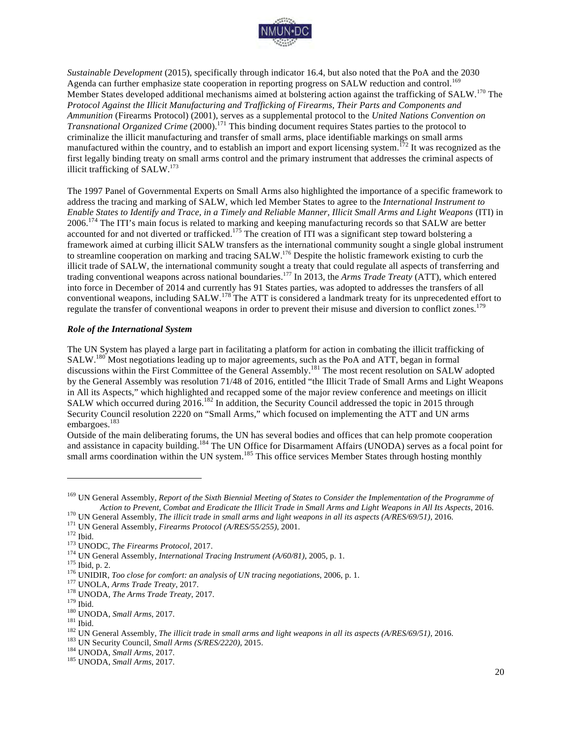*Sustainable Development* (2015), specifically through indicator 16.4, but also noted that the PoA and the 2030 Agenda can further emphasize state cooperation in reporting progress on SALW reduction and control.[169]
Member States developed additional mechanisms aimed at bolstering action against the trafficking of SALW.[170] The *Protocol Against the Illicit Manufacturing and Trafficking of Firearms, Their Parts and Components and Ammunition* (Firearms Protocol) (2001), serves as a supplemental protocol to the *United Nations Convention on Transnational Organized Crime* (2000).[171] This binding document requires States parties to the protocol to criminalize the illicit manufacturing and transfer of small arms, place identifiable markings on small arms manufactured within the country, and to establish an import and export licensing system.[172] It was recognized as the first legally binding treaty on small arms control and the primary instrument that addresses the criminal aspects of illicit trafficking of SALW.[173]

The 1997 Panel of Governmental Experts on Small Arms also highlighted the importance of a specific framework to address the tracing and marking of SALW, which led Member States to agree to the *International Instrument to Enable States to Identify and Trace, in a Timely and Reliable Manner, Illicit Small Arms and Light Weapons* (ITI) in 2006.[174] The ITI's main focus is related to marking and keeping manufacturing records so that SALW are better accounted for and not diverted or trafficked.[175] The creation of ITI was a significant step toward bolstering a framework aimed at curbing illicit SALW transfers as the international community sought a single global instrument to streamline cooperation on marking and tracing SALW.[176] Despite the holistic framework existing to curb the illicit trade of SALW, the international community sought a treaty that could regulate all aspects of transferring and trading conventional weapons across national boundaries.[177] In 2013, the *Arms Trade Treaty* (ATT), which entered into force in December of 2014 and currently has 91 States parties, was adopted to addresses the transfers of all conventional weapons, including SALW.[178] The ATT is considered a landmark treaty for its unprecedented effort to regulate the transfer of conventional weapons in order to prevent their misuse and diversion to conflict zones.[179]

### *Role of the International System*

The UN System has played a large part in facilitating a platform for action in combating the illicit trafficking of SALW.[180] Most negotiations leading up to major agreements, such as the PoA and ATT, began in formal discussions within the First Committee of the General Assembly.[181] The most recent resolution on SALW adopted by the General Assembly was resolution 71/48 of 2016, entitled "the Illicit Trade of Small Arms and Light Weapons in All its Aspects," which highlighted and recapped some of the major review conference and meetings on illicit SALW which occurred during 2016.[182] In addition, the Security Council addressed the topic in 2015 through Security Council resolution 2220 on "Small Arms," which focused on implementing the ATT and UN arms embargoes.[183]
Outside of the main deliberating forums, the UN has several bodies and offices that can help promote cooperation and assistance in capacity building.[184] The UN Office for Disarmament Affairs (UNODA) serves as a focal point for small arms coordination within the UN system.[185] This office services Member States through hosting monthly

---

[169] UN General Assembly, *Report of the Sixth Biennial Meeting of States to Consider the Implementation of the Programme of Action to Prevent, Combat and Eradicate the Illicit Trade in Small Arms and Light Weapons in All Its Aspects*, 2016.
[170] UN General Assembly, *The illicit trade in small arms and light weapons in all its aspects (A/RES/69/51)*, 2016.
[171] UN General Assembly, *Firearms Protocol (A/RES/55/255)*, 2001.
[172] Ibid.
[173] UNODC, *The Firearms Protocol*, 2017.
[174] UN General Assembly, *International Tracing Instrument (A/60/81)*, 2005, p. 1.
[175] Ibid, p. 2.
[176] UNIDIR, *Too close for comfort: an analysis of UN tracing negotiations*, 2006, p. 1.
[177] UNOLA, *Arms Trade Treaty*, 2017.
[178] UNODA, *The Arms Trade Treaty*, 2017.
[179] Ibid.
[180] UNODA, *Small Arms*, 2017.
[181] Ibid.
[182] UN General Assembly, *The illicit trade in small arms and light weapons in all its aspects (A/RES/69/51)*, 2016.
[183] UN Security Council, *Small Arms (S/RES/2220)*, 2015.
[184] UNODA, *Small Arms*, 2017.
[185] UNODA, *Small Arms*, 2017.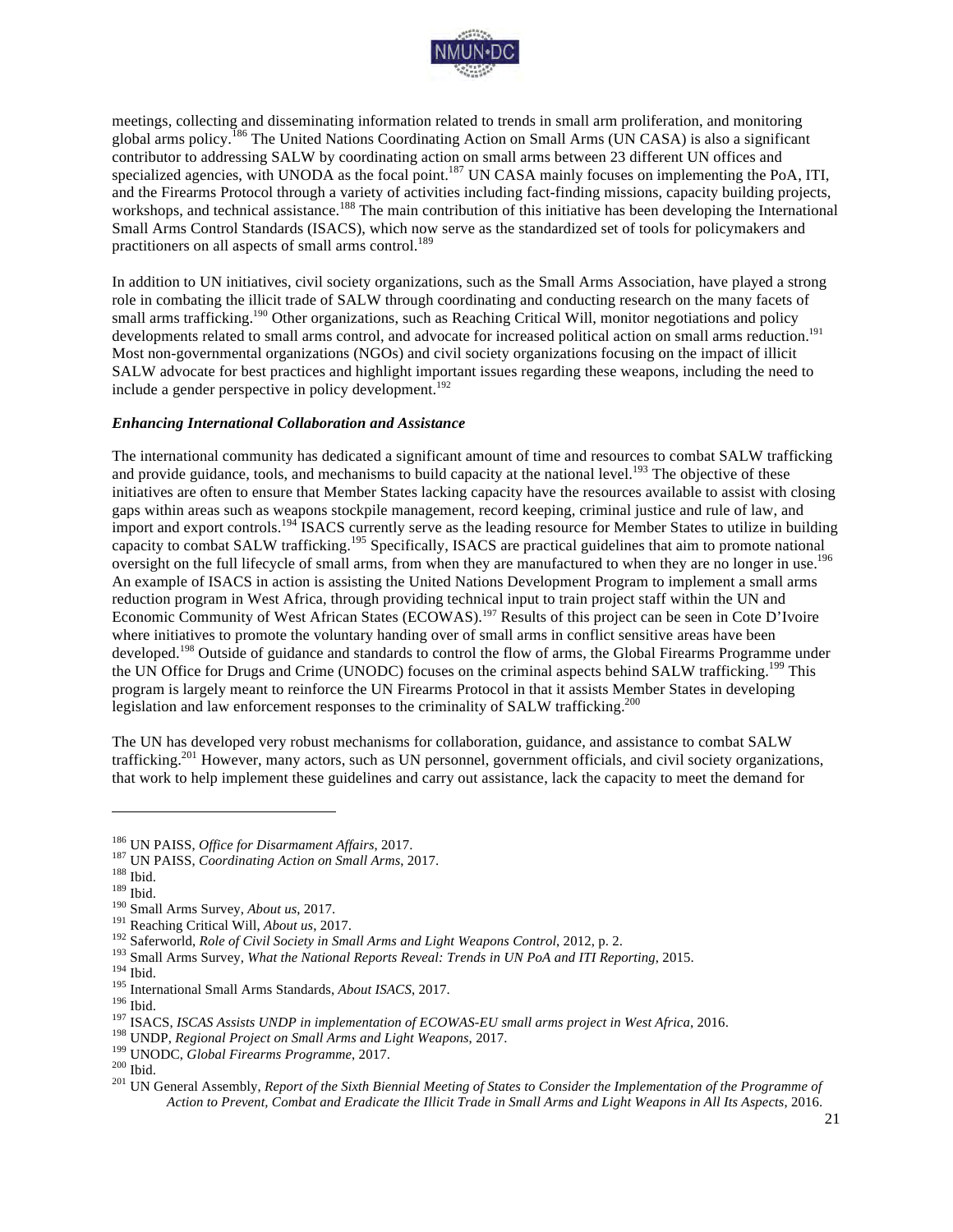meetings, collecting and disseminating information related to trends in small arm proliferation, and monitoring global arms policy.[186] The United Nations Coordinating Action on Small Arms (UN CASA) is also a significant contributor to addressing SALW by coordinating action on small arms between 23 different UN offices and specialized agencies, with UNODA as the focal point.[187] UN CASA mainly focuses on implementing the PoA, ITI, and the Firearms Protocol through a variety of activities including fact-finding missions, capacity building projects, workshops, and technical assistance.[188] The main contribution of this initiative has been developing the International Small Arms Control Standards (ISACS), which now serve as the standardized set of tools for policymakers and practitioners on all aspects of small arms control.[189]

In addition to UN initiatives, civil society organizations, such as the Small Arms Association, have played a strong role in combating the illicit trade of SALW through coordinating and conducting research on the many facets of small arms trafficking.[190] Other organizations, such as Reaching Critical Will, monitor negotiations and policy developments related to small arms control, and advocate for increased political action on small arms reduction.[191] Most non-governmental organizations (NGOs) and civil society organizations focusing on the impact of illicit SALW advocate for best practices and highlight important issues regarding these weapons, including the need to include a gender perspective in policy development.[192]

### *Enhancing International Collaboration and Assistance*

The international community has dedicated a significant amount of time and resources to combat SALW trafficking and provide guidance, tools, and mechanisms to build capacity at the national level.[193] The objective of these initiatives are often to ensure that Member States lacking capacity have the resources available to assist with closing gaps within areas such as weapons stockpile management, record keeping, criminal justice and rule of law, and import and export controls.[194] ISACS currently serve as the leading resource for Member States to utilize in building capacity to combat SALW trafficking.[195] Specifically, ISACS are practical guidelines that aim to promote national oversight on the full lifecycle of small arms, from when they are manufactured to when they are no longer in use.[196] An example of ISACS in action is assisting the United Nations Development Program to implement a small arms reduction program in West Africa, through providing technical input to train project staff within the UN and Economic Community of West African States (ECOWAS).[197] Results of this project can be seen in Cote D'Ivoire where initiatives to promote the voluntary handing over of small arms in conflict sensitive areas have been developed.[198] Outside of guidance and standards to control the flow of arms, the Global Firearms Programme under the UN Office for Drugs and Crime (UNODC) focuses on the criminal aspects behind SALW trafficking.[199] This program is largely meant to reinforce the UN Firearms Protocol in that it assists Member States in developing legislation and law enforcement responses to the criminality of SALW trafficking.[200]

The UN has developed very robust mechanisms for collaboration, guidance, and assistance to combat SALW trafficking.[201] However, many actors, such as UN personnel, government officials, and civil society organizations, that work to help implement these guidelines and carry out assistance, lack the capacity to meet the demand for

---

[186] UN PAISS, *Office for Disarmament Affairs*, 2017.
[187] UN PAISS, *Coordinating Action on Small Arms*, 2017.
[188] Ibid.
[189] Ibid.
[190] Small Arms Survey, *About us*, 2017.
[191] Reaching Critical Will, *About us*, 2017.
[192] Saferworld, *Role of Civil Society in Small Arms and Light Weapons Control*, 2012, p. 2.
[193] Small Arms Survey, *What the National Reports Reveal: Trends in UN PoA and ITI Reporting*, 2015.
[194] Ibid.
[195] International Small Arms Standards, *About ISACS*, 2017.
[196] Ibid.
[197] ISACS, *ISCAS Assists UNDP in implementation of ECOWAS-EU small arms project in West Africa*, 2016.
[198] UNDP, *Regional Project on Small Arms and Light Weapons*, 2017.
[199] UNODC, *Global Firearms Programme*, 2017.
[200] Ibid.
[201] UN General Assembly, *Report of the Sixth Biennial Meeting of States to Consider the Implementation of the Programme of Action to Prevent, Combat and Eradicate the Illicit Trade in Small Arms and Light Weapons in All Its Aspects*, 2016.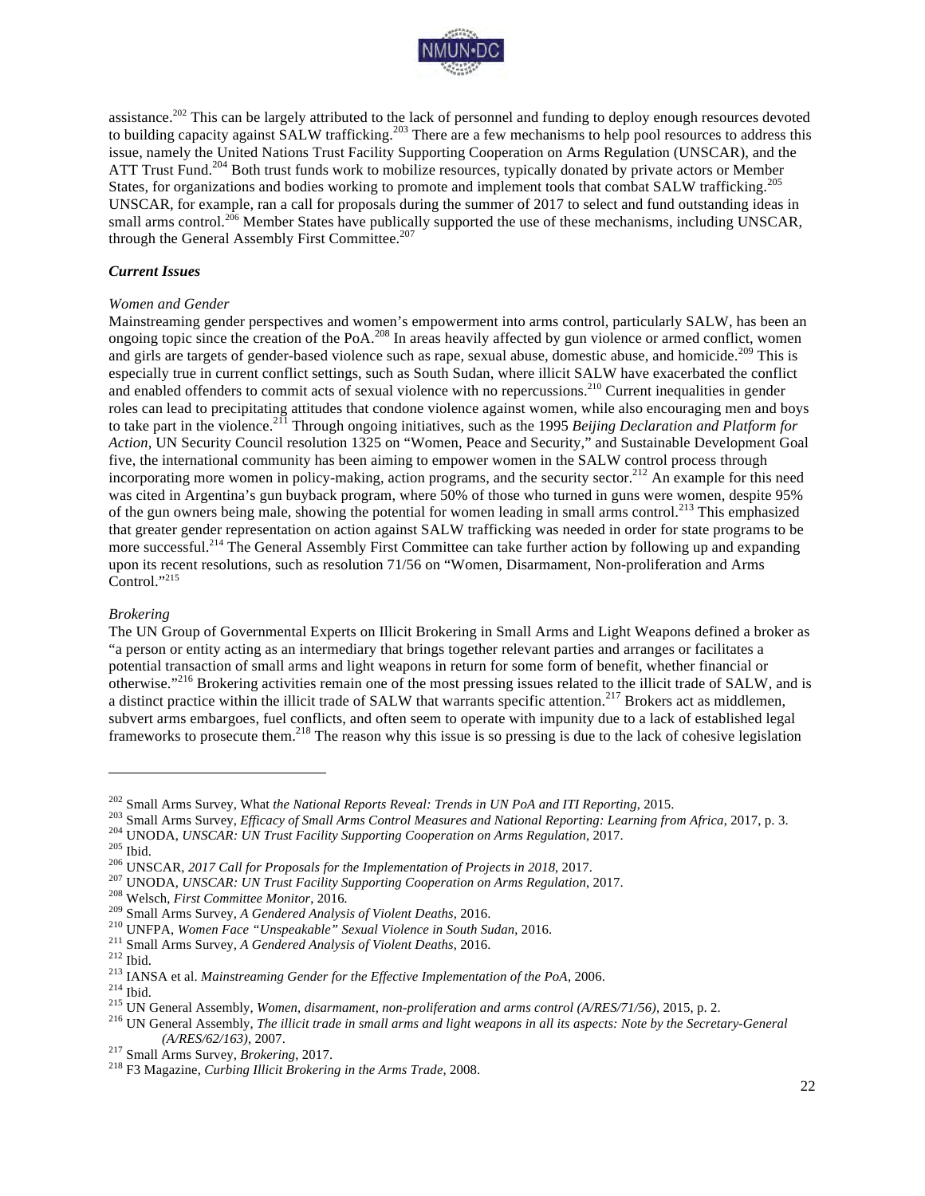assistance.[202] This can be largely attributed to the lack of personnel and funding to deploy enough resources devoted to building capacity against SALW trafficking.[203] There are a few mechanisms to help pool resources to address this issue, namely the United Nations Trust Facility Supporting Cooperation on Arms Regulation (UNSCAR), and the ATT Trust Fund.[204] Both trust funds work to mobilize resources, typically donated by private actors or Member States, for organizations and bodies working to promote and implement tools that combat SALW trafficking.[205] UNSCAR, for example, ran a call for proposals during the summer of 2017 to select and fund outstanding ideas in small arms control.[206] Member States have publically supported the use of these mechanisms, including UNSCAR, through the General Assembly First Committee.[207]

### *Current Issues*

#### *Women and Gender*

Mainstreaming gender perspectives and women's empowerment into arms control, particularly SALW, has been an ongoing topic since the creation of the PoA.[208] In areas heavily affected by gun violence or armed conflict, women and girls are targets of gender-based violence such as rape, sexual abuse, domestic abuse, and homicide.[209] This is especially true in current conflict settings, such as South Sudan, where illicit SALW have exacerbated the conflict and enabled offenders to commit acts of sexual violence with no repercussions.[210] Current inequalities in gender roles can lead to precipitating attitudes that condone violence against women, while also encouraging men and boys to take part in the violence.[211] Through ongoing initiatives, such as the 1995 *Beijing Declaration and Platform for Action*, UN Security Council resolution 1325 on "Women, Peace and Security," and Sustainable Development Goal five, the international community has been aiming to empower women in the SALW control process through incorporating more women in policy-making, action programs, and the security sector.[212] An example for this need was cited in Argentina's gun buyback program, where 50% of those who turned in guns were women, despite 95% of the gun owners being male, showing the potential for women leading in small arms control.[213] This emphasized that greater gender representation on action against SALW trafficking was needed in order for state programs to be more successful.[214] The General Assembly First Committee can take further action by following up and expanding upon its recent resolutions, such as resolution 71/56 on "Women, Disarmament, Non-proliferation and Arms Control."[215]

#### *Brokering*

The UN Group of Governmental Experts on Illicit Brokering in Small Arms and Light Weapons defined a broker as "a person or entity acting as an intermediary that brings together relevant parties and arranges or facilitates a potential transaction of small arms and light weapons in return for some form of benefit, whether financial or otherwise."[216] Brokering activities remain one of the most pressing issues related to the illicit trade of SALW, and is a distinct practice within the illicit trade of SALW that warrants specific attention.[217] Brokers act as middlemen, subvert arms embargoes, fuel conflicts, and often seem to operate with impunity due to a lack of established legal frameworks to prosecute them.[218] The reason why this issue is so pressing is due to the lack of cohesive legislation

---

[202] Small Arms Survey, What *the National Reports Reveal: Trends in UN PoA and ITI Reporting*, 2015.
[203] Small Arms Survey, *Efficacy of Small Arms Control Measures and National Reporting: Learning from Africa*, 2017, p. 3.
[204] UNODA, *UNSCAR: UN Trust Facility Supporting Cooperation on Arms Regulation*, 2017.
[205] Ibid.
[206] UNSCAR, *2017 Call for Proposals for the Implementation of Projects in 2018*, 2017.
[207] UNODA, *UNSCAR: UN Trust Facility Supporting Cooperation on Arms Regulation*, 2017.
[208] Welsch, *First Committee Monitor*, 2016.
[209] Small Arms Survey, *A Gendered Analysis of Violent Deaths*, 2016.
[210] UNFPA, *Women Face "Unspeakable" Sexual Violence in South Sudan*, 2016.
[211] Small Arms Survey, *A Gendered Analysis of Violent Deaths*, 2016.
[212] Ibid.
[213] IANSA et al. *Mainstreaming Gender for the Effective Implementation of the PoA*, 2006.
[214] Ibid.
[215] UN General Assembly, *Women, disarmament, non-proliferation and arms control (A/RES/71/56)*, 2015, p. 2.
[216] UN General Assembly, *The illicit trade in small arms and light weapons in all its aspects: Note by the Secretary-General (A/RES/62/163)*, 2007.
[217] Small Arms Survey, *Brokering*, 2017.
[218] F3 Magazine, *Curbing Illicit Brokering in the Arms Trade*, 2008.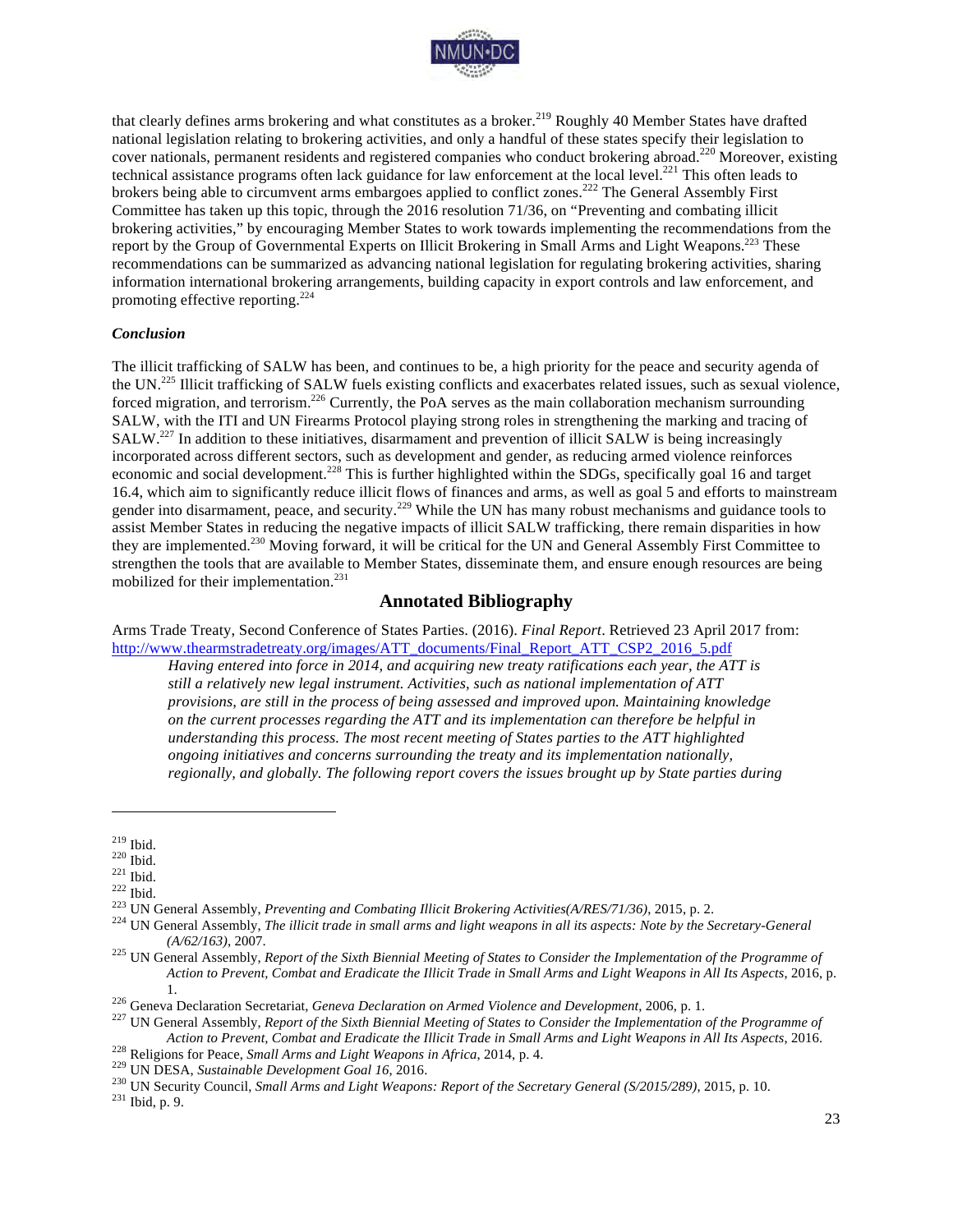that clearly defines arms brokering and what constitutes as a broker.[219] Roughly 40 Member States have drafted national legislation relating to brokering activities, and only a handful of these states specify their legislation to cover nationals, permanent residents and registered companies who conduct brokering abroad.[220] Moreover, existing technical assistance programs often lack guidance for law enforcement at the local level.[221] This often leads to brokers being able to circumvent arms embargoes applied to conflict zones.[222] The General Assembly First Committee has taken up this topic, through the 2016 resolution 71/36, on "Preventing and combating illicit brokering activities," by encouraging Member States to work towards implementing the recommendations from the report by the Group of Governmental Experts on Illicit Brokering in Small Arms and Light Weapons.[223] These recommendations can be summarized as advancing national legislation for regulating brokering activities, sharing information international brokering arrangements, building capacity in export controls and law enforcement, and promoting effective reporting.[224]

### *Conclusion*

The illicit trafficking of SALW has been, and continues to be, a high priority for the peace and security agenda of the UN.[225] Illicit trafficking of SALW fuels existing conflicts and exacerbates related issues, such as sexual violence, forced migration, and terrorism.[226] Currently, the PoA serves as the main collaboration mechanism surrounding SALW, with the ITI and UN Firearms Protocol playing strong roles in strengthening the marking and tracing of SALW.[227] In addition to these initiatives, disarmament and prevention of illicit SALW is being increasingly incorporated across different sectors, such as development and gender, as reducing armed violence reinforces economic and social development.[228] This is further highlighted within the SDGs, specifically goal 16 and target 16.4, which aim to significantly reduce illicit flows of finances and arms, as well as goal 5 and efforts to mainstream gender into disarmament, peace, and security.[229] While the UN has many robust mechanisms and guidance tools to assist Member States in reducing the negative impacts of illicit SALW trafficking, there remain disparities in how they are implemented.[230] Moving forward, it will be critical for the UN and General Assembly First Committee to strengthen the tools that are available to Member States, disseminate them, and ensure enough resources are being mobilized for their implementation.[231]

## Annotated Bibliography

Arms Trade Treaty, Second Conference of States Parties. (2016). *Final Report*. Retrieved 23 April 2017 from: http://www.thearmstradetreaty.org/images/ATT_documents/Final_Report_ATT_CSP2_2016_5.pdf

> *Having entered into force in 2014, and acquiring new treaty ratifications each year, the ATT is still a relatively new legal instrument. Activities, such as national implementation of ATT provisions, are still in the process of being assessed and improved upon. Maintaining knowledge on the current processes regarding the ATT and its implementation can therefore be helpful in understanding this process. The most recent meeting of States parties to the ATT highlighted ongoing initiatives and concerns surrounding the treaty and its implementation nationally, regionally, and globally. The following report covers the issues brought up by State parties during*

---

[219] Ibid.
[220] Ibid.
[221] Ibid.
[222] Ibid.
[223] UN General Assembly, *Preventing and Combating Illicit Brokering Activities(A/RES/71/36)*, 2015, p. 2.
[224] UN General Assembly, *The illicit trade in small arms and light weapons in all its aspects: Note by the Secretary-General (A/62/163)*, 2007.
[225] UN General Assembly, *Report of the Sixth Biennial Meeting of States to Consider the Implementation of the Programme of Action to Prevent, Combat and Eradicate the Illicit Trade in Small Arms and Light Weapons in All Its Aspects*, 2016, p. 1.
[226] Geneva Declaration Secretariat, *Geneva Declaration on Armed Violence and Development*, 2006, p. 1.
[227] UN General Assembly, *Report of the Sixth Biennial Meeting of States to Consider the Implementation of the Programme of Action to Prevent, Combat and Eradicate the Illicit Trade in Small Arms and Light Weapons in All Its Aspects*, 2016.
[228] Religions for Peace, *Small Arms and Light Weapons in Africa*, 2014, p. 4.
[229] UN DESA, *Sustainable Development Goal 16*, 2016.
[230] UN Security Council, *Small Arms and Light Weapons: Report of the Secretary General (S/2015/289)*, 2015, p. 10.
[231] Ibid, p. 9.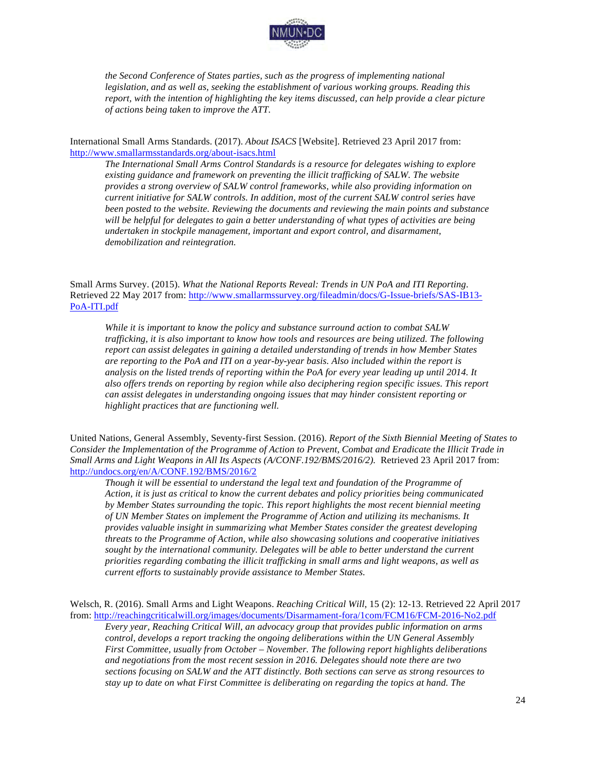*the Second Conference of States parties, such as the progress of implementing national legislation, and as well as, seeking the establishment of various working groups. Reading this report, with the intention of highlighting the key items discussed, can help provide a clear picture of actions being taken to improve the ATT.*

International Small Arms Standards. (2017). *About ISACS* [Website]. Retrieved 23 April 2017 from: http://www.smallarmsstandards.org/about-isacs.html

*The International Small Arms Control Standards is a resource for delegates wishing to explore existing guidance and framework on preventing the illicit trafficking of SALW. The website provides a strong overview of SALW control frameworks, while also providing information on current initiative for SALW controls. In addition, most of the current SALW control series have been posted to the website. Reviewing the documents and reviewing the main points and substance will be helpful for delegates to gain a better understanding of what types of activities are being undertaken in stockpile management, important and export control, and disarmament, demobilization and reintegration.*

Small Arms Survey. (2015). *What the National Reports Reveal: Trends in UN PoA and ITI Reporting*. Retrieved 22 May 2017 from: http://www.smallarmssurvey.org/fileadmin/docs/G-Issue-briefs/SAS-IB13-PoA-ITI.pdf

*While it is important to know the policy and substance surround action to combat SALW trafficking, it is also important to know how tools and resources are being utilized. The following report can assist delegates in gaining a detailed understanding of trends in how Member States are reporting to the PoA and ITI on a year-by-year basis. Also included within the report is analysis on the listed trends of reporting within the PoA for every year leading up until 2014. It also offers trends on reporting by region while also deciphering region specific issues. This report can assist delegates in understanding ongoing issues that may hinder consistent reporting or highlight practices that are functioning well.*

United Nations, General Assembly, Seventy-first Session. (2016). *Report of the Sixth Biennial Meeting of States to Consider the Implementation of the Programme of Action to Prevent, Combat and Eradicate the Illicit Trade in Small Arms and Light Weapons in All Its Aspects (A/CONF.192/BMS/2016/2).* Retrieved 23 April 2017 from: http://undocs.org/en/A/CONF.192/BMS/2016/2

*Though it will be essential to understand the legal text and foundation of the Programme of Action, it is just as critical to know the current debates and policy priorities being communicated by Member States surrounding the topic. This report highlights the most recent biennial meeting of UN Member States on implement the Programme of Action and utilizing its mechanisms. It provides valuable insight in summarizing what Member States consider the greatest developing threats to the Programme of Action, while also showcasing solutions and cooperative initiatives sought by the international community. Delegates will be able to better understand the current priorities regarding combating the illicit trafficking in small arms and light weapons, as well as current efforts to sustainably provide assistance to Member States.*

Welsch, R. (2016). Small Arms and Light Weapons. *Reaching Critical Will*, 15 (2): 12-13. Retrieved 22 April 2017 from: http://reachingcriticalwill.org/images/documents/Disarmament-fora/1com/FCM16/FCM-2016-No2.pdf

*Every year, Reaching Critical Will, an advocacy group that provides public information on arms control, develops a report tracking the ongoing deliberations within the UN General Assembly First Committee, usually from October – November. The following report highlights deliberations and negotiations from the most recent session in 2016. Delegates should note there are two sections focusing on SALW and the ATT distinctly. Both sections can serve as strong resources to stay up to date on what First Committee is deliberating on regarding the topics at hand. The*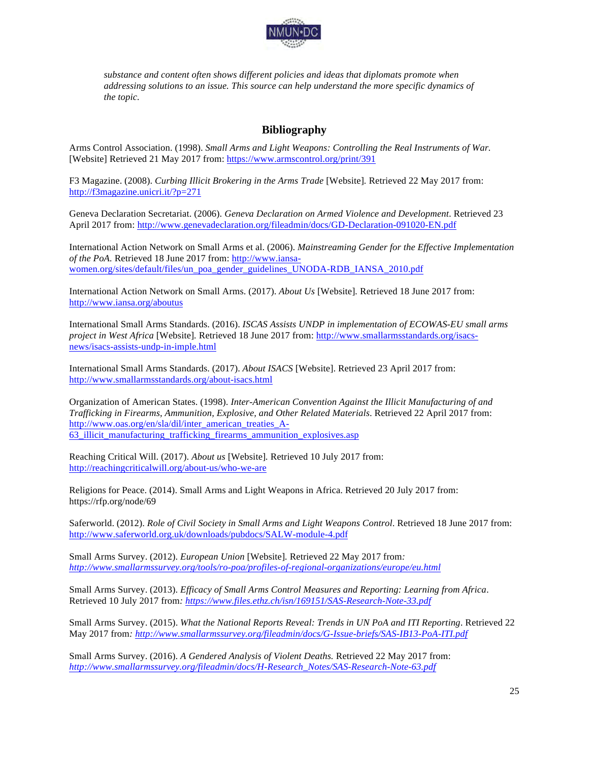*substance and content often shows different policies and ideas that diplomats promote when addressing solutions to an issue. This source can help understand the more specific dynamics of the topic.*

## Bibliography

Arms Control Association. (1998). *Small Arms and Light Weapons: Controlling the Real Instruments of War.* [Website] Retrieved 21 May 2017 from: https://www.armscontrol.org/print/391

F3 Magazine. (2008). *Curbing Illicit Brokering in the Arms Trade* [Website]. Retrieved 22 May 2017 from: http://f3magazine.unicri.it/?p=271

Geneva Declaration Secretariat. (2006). *Geneva Declaration on Armed Violence and Development*. Retrieved 23 April 2017 from: http://www.genevadeclaration.org/fileadmin/docs/GD-Declaration-091020-EN.pdf

International Action Network on Small Arms et al. (2006). *Mainstreaming Gender for the Effective Implementation of the PoA.* Retrieved 18 June 2017 from: http://www.iansa-women.org/sites/default/files/un_poa_gender_guidelines_UNODA-RDB_IANSA_2010.pdf

International Action Network on Small Arms. (2017). *About Us* [Website]. Retrieved 18 June 2017 from: http://www.iansa.org/aboutus

International Small Arms Standards. (2016). *ISCAS Assists UNDP in implementation of ECOWAS-EU small arms project in West Africa* [Website]. Retrieved 18 June 2017 from: http://www.smallarmsstandards.org/isacs-news/isacs-assists-undp-in-imple.html

International Small Arms Standards. (2017). *About ISACS* [Website]. Retrieved 23 April 2017 from: http://www.smallarmsstandards.org/about-isacs.html

Organization of American States. (1998). *Inter-American Convention Against the Illicit Manufacturing of and Trafficking in Firearms, Ammunition, Explosive, and Other Related Materials*. Retrieved 22 April 2017 from: http://www.oas.org/en/sla/dil/inter_american_treaties_A-63_illicit_manufacturing_trafficking_firearms_ammunition_explosives.asp

Reaching Critical Will. (2017). *About us* [Website]. Retrieved 10 July 2017 from: http://reachingcriticalwill.org/about-us/who-we-are

Religions for Peace. (2014). Small Arms and Light Weapons in Africa. Retrieved 20 July 2017 from: https://rfp.org/node/69

Saferworld. (2012). *Role of Civil Society in Small Arms and Light Weapons Control*. Retrieved 18 June 2017 from: http://www.saferworld.org.uk/downloads/pubdocs/SALW-module-4.pdf

Small Arms Survey. (2012). *European Union* [Website]. Retrieved 22 May 2017 from: *http://www.smallarmssurvey.org/tools/ro-poa/profiles-of-regional-organizations/europe/eu.html*

Small Arms Survey. (2013). *Efficacy of Small Arms Control Measures and Reporting: Learning from Africa*. Retrieved 10 July 2017 from: *https://www.files.ethz.ch/isn/169151/SAS-Research-Note-33.pdf*

Small Arms Survey. (2015). *What the National Reports Reveal: Trends in UN PoA and ITI Reporting*. Retrieved 22 May 2017 from: *http://www.smallarmssurvey.org/fileadmin/docs/G-Issue-briefs/SAS-IB13-PoA-ITI.pdf*

Small Arms Survey. (2016). *A Gendered Analysis of Violent Deaths.* Retrieved 22 May 2017 from: *http://www.smallarmssurvey.org/fileadmin/docs/H-Research_Notes/SAS-Research-Note-63.pdf*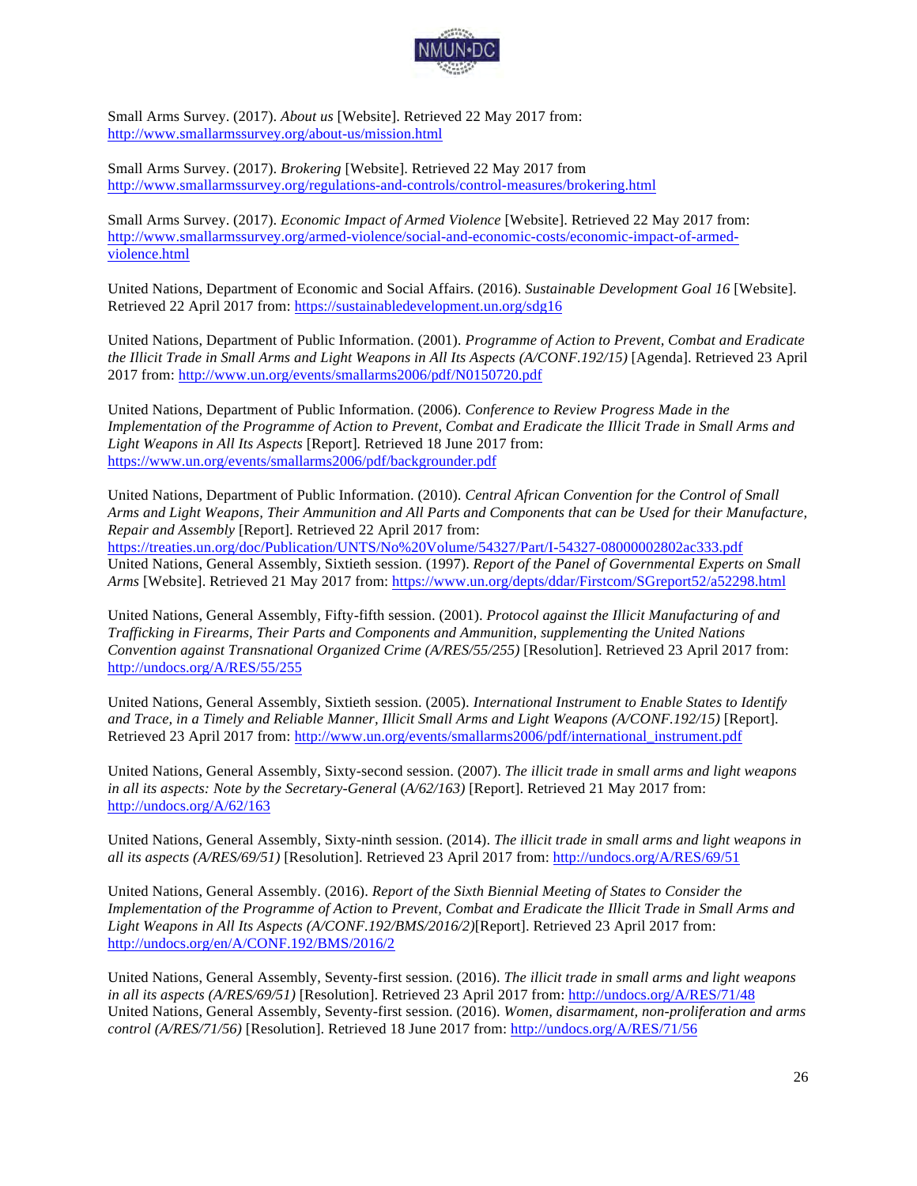Small Arms Survey. (2017). *About us* [Website]. Retrieved 22 May 2017 from: http://www.smallarmssurvey.org/about-us/mission.html

Small Arms Survey. (2017). *Brokering* [Website]. Retrieved 22 May 2017 from http://www.smallarmssurvey.org/regulations-and-controls/control-measures/brokering.html

Small Arms Survey. (2017). *Economic Impact of Armed Violence* [Website]. Retrieved 22 May 2017 from: http://www.smallarmssurvey.org/armed-violence/social-and-economic-costs/economic-impact-of-armed-violence.html

United Nations, Department of Economic and Social Affairs. (2016). *Sustainable Development Goal 16* [Website]. Retrieved 22 April 2017 from: https://sustainabledevelopment.un.org/sdg16

United Nations, Department of Public Information. (2001). *Programme of Action to Prevent, Combat and Eradicate the Illicit Trade in Small Arms and Light Weapons in All Its Aspects (A/CONF.192/15)* [Agenda]. Retrieved 23 April 2017 from: http://www.un.org/events/smallarms2006/pdf/N0150720.pdf

United Nations, Department of Public Information. (2006). *Conference to Review Progress Made in the Implementation of the Programme of Action to Prevent, Combat and Eradicate the Illicit Trade in Small Arms and Light Weapons in All Its Aspects* [Report]. Retrieved 18 June 2017 from: https://www.un.org/events/smallarms2006/pdf/backgrounder.pdf

United Nations, Department of Public Information. (2010). *Central African Convention for the Control of Small Arms and Light Weapons, Their Ammunition and All Parts and Components that can be Used for their Manufacture, Repair and Assembly* [Report]. Retrieved 22 April 2017 from: https://treaties.un.org/doc/Publication/UNTS/No%20Volume/54327/Part/I-54327-08000002802ac333.pdf
United Nations, General Assembly, Sixtieth session. (1997). *Report of the Panel of Governmental Experts on Small Arms* [Website]. Retrieved 21 May 2017 from: https://www.un.org/depts/ddar/Firstcom/SGreport52/a52298.html

United Nations, General Assembly, Fifty-fifth session. (2001). *Protocol against the Illicit Manufacturing of and Trafficking in Firearms, Their Parts and Components and Ammunition, supplementing the United Nations Convention against Transnational Organized Crime (A/RES/55/255)* [Resolution]. Retrieved 23 April 2017 from: http://undocs.org/A/RES/55/255

United Nations, General Assembly, Sixtieth session. (2005). *International Instrument to Enable States to Identify and Trace, in a Timely and Reliable Manner, Illicit Small Arms and Light Weapons (A/CONF.192/15)* [Report]. Retrieved 23 April 2017 from: http://www.un.org/events/smallarms2006/pdf/international_instrument.pdf

United Nations, General Assembly, Sixty-second session. (2007). *The illicit trade in small arms and light weapons in all its aspects: Note by the Secretary-General (A/62/163)* [Report]. Retrieved 21 May 2017 from: http://undocs.org/A/62/163

United Nations, General Assembly, Sixty-ninth session. (2014). *The illicit trade in small arms and light weapons in all its aspects (A/RES/69/51)* [Resolution]. Retrieved 23 April 2017 from: http://undocs.org/A/RES/69/51

United Nations, General Assembly. (2016). *Report of the Sixth Biennial Meeting of States to Consider the Implementation of the Programme of Action to Prevent, Combat and Eradicate the Illicit Trade in Small Arms and Light Weapons in All Its Aspects (A/CONF.192/BMS/2016/2)*[Report]. Retrieved 23 April 2017 from: http://undocs.org/en/A/CONF.192/BMS/2016/2

United Nations, General Assembly, Seventy-first session. (2016). *The illicit trade in small arms and light weapons in all its aspects (A/RES/69/51)* [Resolution]. Retrieved 23 April 2017 from: http://undocs.org/A/RES/71/48
United Nations, General Assembly, Seventy-first session. (2016). *Women, disarmament, non-proliferation and arms control (A/RES/71/56)* [Resolution]. Retrieved 18 June 2017 from: http://undocs.org/A/RES/71/56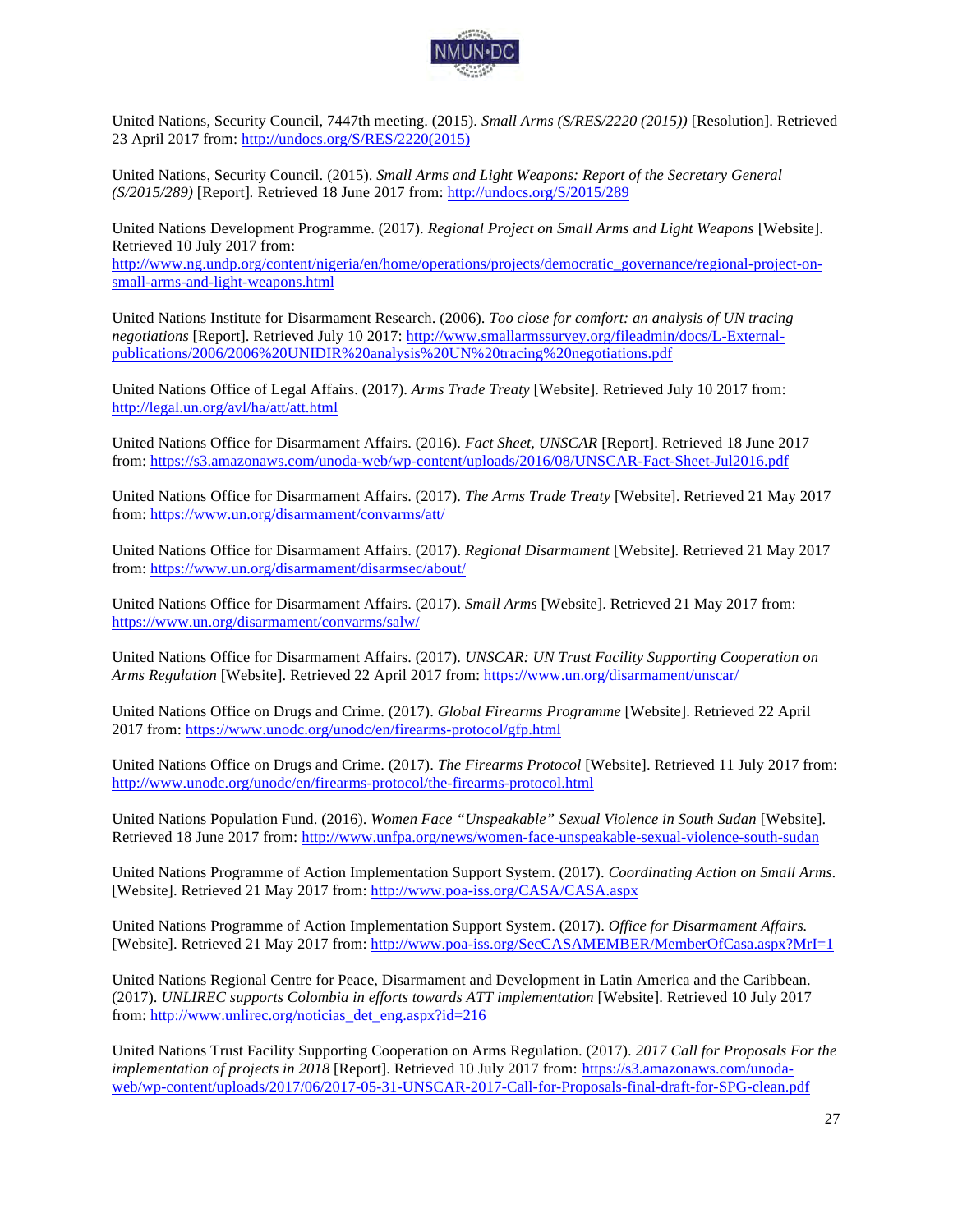United Nations, Security Council, 7447th meeting. (2015). *Small Arms (S/RES/2220 (2015))* [Resolution]. Retrieved 23 April 2017 from: http://undocs.org/S/RES/2220(2015)

United Nations, Security Council. (2015). *Small Arms and Light Weapons: Report of the Secretary General (S/2015/289)* [Report]. Retrieved 18 June 2017 from: http://undocs.org/S/2015/289

United Nations Development Programme. (2017). *Regional Project on Small Arms and Light Weapons* [Website]. Retrieved 10 July 2017 from: http://www.ng.undp.org/content/nigeria/en/home/operations/projects/democratic_governance/regional-project-on-small-arms-and-light-weapons.html

United Nations Institute for Disarmament Research. (2006). *Too close for comfort: an analysis of UN tracing negotiations* [Report]. Retrieved July 10 2017: http://www.smallarmssurvey.org/fileadmin/docs/L-External-publications/2006/2006%20UNIDIR%20analysis%20UN%20tracing%20negotiations.pdf

United Nations Office of Legal Affairs. (2017). *Arms Trade Treaty* [Website]. Retrieved July 10 2017 from: http://legal.un.org/avl/ha/att/att.html

United Nations Office for Disarmament Affairs. (2016). *Fact Sheet, UNSCAR* [Report]. Retrieved 18 June 2017 from: https://s3.amazonaws.com/unoda-web/wp-content/uploads/2016/08/UNSCAR-Fact-Sheet-Jul2016.pdf

United Nations Office for Disarmament Affairs. (2017). *The Arms Trade Treaty* [Website]. Retrieved 21 May 2017 from: https://www.un.org/disarmament/convarms/att/

United Nations Office for Disarmament Affairs. (2017). *Regional Disarmament* [Website]. Retrieved 21 May 2017 from: https://www.un.org/disarmament/disarmsec/about/

United Nations Office for Disarmament Affairs. (2017). *Small Arms* [Website]. Retrieved 21 May 2017 from: https://www.un.org/disarmament/convarms/salw/

United Nations Office for Disarmament Affairs. (2017). *UNSCAR: UN Trust Facility Supporting Cooperation on Arms Regulation* [Website]. Retrieved 22 April 2017 from: https://www.un.org/disarmament/unscar/

United Nations Office on Drugs and Crime. (2017). *Global Firearms Programme* [Website]. Retrieved 22 April 2017 from: https://www.unodc.org/unodc/en/firearms-protocol/gfp.html

United Nations Office on Drugs and Crime. (2017). *The Firearms Protocol* [Website]. Retrieved 11 July 2017 from: http://www.unodc.org/unodc/en/firearms-protocol/the-firearms-protocol.html

United Nations Population Fund. (2016). *Women Face "Unspeakable" Sexual Violence in South Sudan* [Website]. Retrieved 18 June 2017 from: http://www.unfpa.org/news/women-face-unspeakable-sexual-violence-south-sudan

United Nations Programme of Action Implementation Support System. (2017). *Coordinating Action on Small Arms.* [Website]. Retrieved 21 May 2017 from: http://www.poa-iss.org/CASA/CASA.aspx

United Nations Programme of Action Implementation Support System. (2017). *Office for Disarmament Affairs.* [Website]. Retrieved 21 May 2017 from: http://www.poa-iss.org/SecCASAMEMBER/MemberOfCasa.aspx?MrI=1

United Nations Regional Centre for Peace, Disarmament and Development in Latin America and the Caribbean. (2017). *UNLIREC supports Colombia in efforts towards ATT implementation* [Website]. Retrieved 10 July 2017 from: http://www.unlirec.org/noticias_det_eng.aspx?id=216

United Nations Trust Facility Supporting Cooperation on Arms Regulation. (2017). *2017 Call for Proposals For the implementation of projects in 2018* [Report]. Retrieved 10 July 2017 from: https://s3.amazonaws.com/unoda-web/wp-content/uploads/2017/06/2017-05-31-UNSCAR-2017-Call-for-Proposals-final-draft-for-SPG-clean.pdf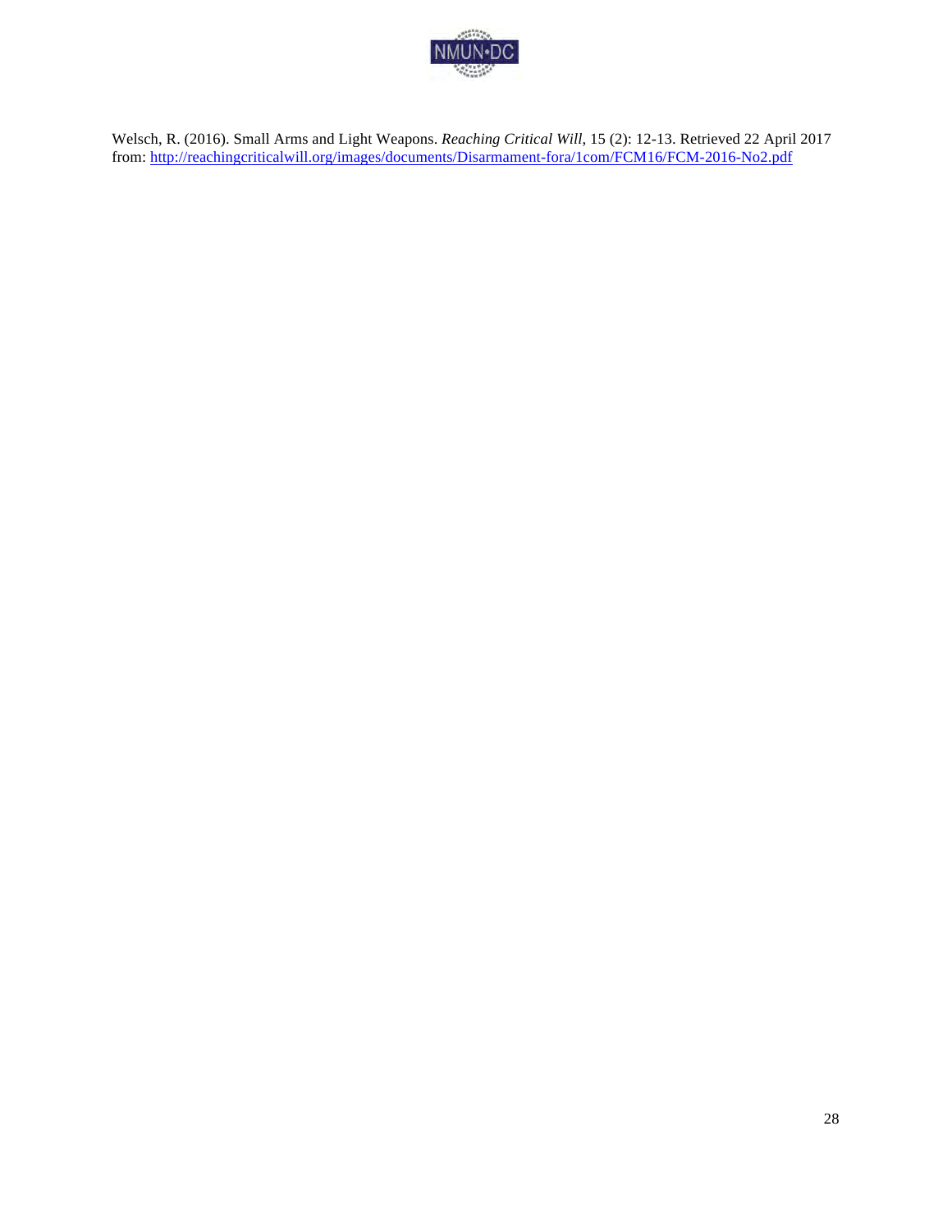Welsch, R. (2016). Small Arms and Light Weapons. *Reaching Critical Will*, 15 (2): 12-13. Retrieved 22 April 2017 from: http://reachingcriticalwill.org/images/documents/Disarmament-fora/1com/FCM16/FCM-2016-No2.pdf